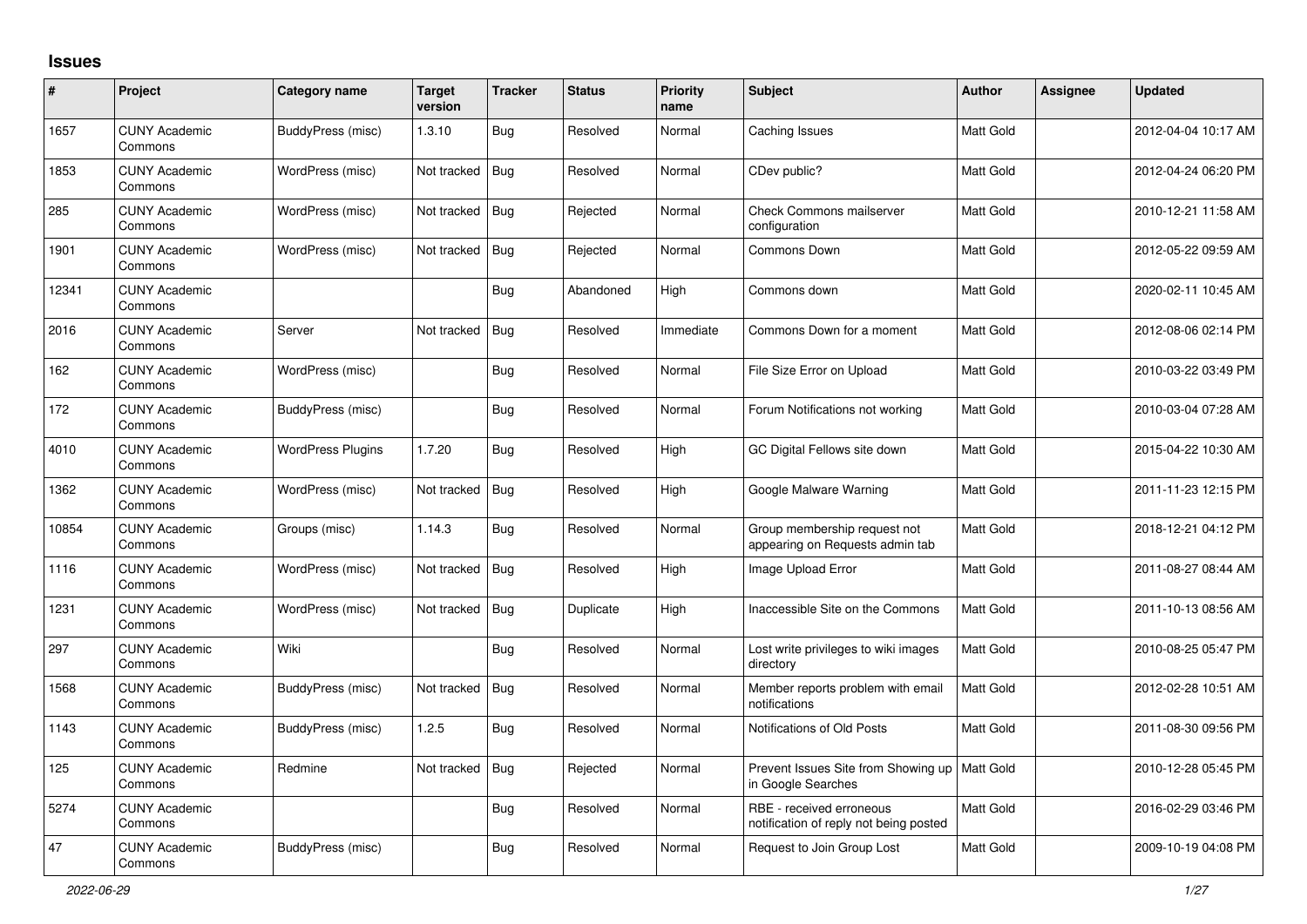## Issues

| # | Project | Category name | Target version | Tracker | Status | Priority name | Subject | Author | Assignee | Updated |
|---|---|---|---|---|---|---|---|---|---|---|
| 1657 | CUNY Academic Commons | BuddyPress (misc) | 1.3.10 | Bug | Resolved | Normal | Caching Issues | Matt Gold | | 2012-04-04 10:17 AM |
| 1853 | CUNY Academic Commons | WordPress (misc) | Not tracked | Bug | Resolved | Normal | CDev public? | Matt Gold | | 2012-04-24 06:20 PM |
| 285 | CUNY Academic Commons | WordPress (misc) | Not tracked | Bug | Rejected | Normal | Check Commons mailserver configuration | Matt Gold | | 2010-12-21 11:58 AM |
| 1901 | CUNY Academic Commons | WordPress (misc) | Not tracked | Bug | Rejected | Normal | Commons Down | Matt Gold | | 2012-05-22 09:59 AM |
| 12341 | CUNY Academic Commons | | | Bug | Abandoned | High | Commons down | Matt Gold | | 2020-02-11 10:45 AM |
| 2016 | CUNY Academic Commons | Server | Not tracked | Bug | Resolved | Immediate | Commons Down for a moment | Matt Gold | | 2012-08-06 02:14 PM |
| 162 | CUNY Academic Commons | WordPress (misc) | | Bug | Resolved | Normal | File Size Error on Upload | Matt Gold | | 2010-03-22 03:49 PM |
| 172 | CUNY Academic Commons | BuddyPress (misc) | | Bug | Resolved | Normal | Forum Notifications not working | Matt Gold | | 2010-03-04 07:28 AM |
| 4010 | CUNY Academic Commons | WordPress Plugins | 1.7.20 | Bug | Resolved | High | GC Digital Fellows site down | Matt Gold | | 2015-04-22 10:30 AM |
| 1362 | CUNY Academic Commons | WordPress (misc) | Not tracked | Bug | Resolved | High | Google Malware Warning | Matt Gold | | 2011-11-23 12:15 PM |
| 10854 | CUNY Academic Commons | Groups (misc) | 1.14.3 | Bug | Resolved | Normal | Group membership request not appearing on Requests admin tab | Matt Gold | | 2018-12-21 04:12 PM |
| 1116 | CUNY Academic Commons | WordPress (misc) | Not tracked | Bug | Resolved | High | Image Upload Error | Matt Gold | | 2011-08-27 08:44 AM |
| 1231 | CUNY Academic Commons | WordPress (misc) | Not tracked | Bug | Duplicate | High | Inaccessible Site on the Commons | Matt Gold | | 2011-10-13 08:56 AM |
| 297 | CUNY Academic Commons | Wiki | | Bug | Resolved | Normal | Lost write privileges to wiki images directory | Matt Gold | | 2010-08-25 05:47 PM |
| 1568 | CUNY Academic Commons | BuddyPress (misc) | Not tracked | Bug | Resolved | Normal | Member reports problem with email notifications | Matt Gold | | 2012-02-28 10:51 AM |
| 1143 | CUNY Academic Commons | BuddyPress (misc) | 1.2.5 | Bug | Resolved | Normal | Notifications of Old Posts | Matt Gold | | 2011-08-30 09:56 PM |
| 125 | CUNY Academic Commons | Redmine | Not tracked | Bug | Rejected | Normal | Prevent Issues Site from Showing up in Google Searches | Matt Gold | | 2010-12-28 05:45 PM |
| 5274 | CUNY Academic Commons | | | Bug | Resolved | Normal | RBE - received erroneous notification of reply not being posted | Matt Gold | | 2016-02-29 03:46 PM |
| 47 | CUNY Academic Commons | BuddyPress (misc) | | Bug | Resolved | Normal | Request to Join Group Lost | Matt Gold | | 2009-10-19 04:08 PM |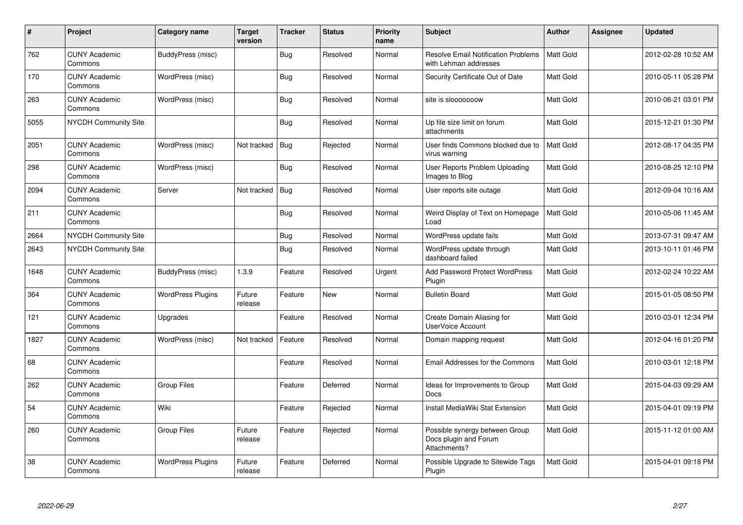| # | Project | Category name | Target version | Tracker | Status | Priority name | Subject | Author | Assignee | Updated |
|---|---|---|---|---|---|---|---|---|---|---|
| 762 | CUNY Academic Commons | BuddyPress (misc) | | Bug | Resolved | Normal | Resolve Email Notification Problems with Lehman addresses | Matt Gold | | 2012-02-28 10:52 AM |
| 170 | CUNY Academic Commons | WordPress (misc) | | Bug | Resolved | Normal | Security Certificate Out of Date | Matt Gold | | 2010-05-11 05:28 PM |
| 263 | CUNY Academic Commons | WordPress (misc) | | Bug | Resolved | Normal | site is slooooooow | Matt Gold | | 2010-06-21 03:01 PM |
| 5055 | NYCDH Community Site | | | Bug | Resolved | Normal | Up file size limit on forum attachments | Matt Gold | | 2015-12-21 01:30 PM |
| 2051 | CUNY Academic Commons | WordPress (misc) | Not tracked | Bug | Rejected | Normal | User finds Commons blocked due to virus warning | Matt Gold | | 2012-08-17 04:35 PM |
| 298 | CUNY Academic Commons | WordPress (misc) | | Bug | Resolved | Normal | User Reports Problem Uploading Images to Blog | Matt Gold | | 2010-08-25 12:10 PM |
| 2094 | CUNY Academic Commons | Server | Not tracked | Bug | Resolved | Normal | User reports site outage | Matt Gold | | 2012-09-04 10:16 AM |
| 211 | CUNY Academic Commons | | | Bug | Resolved | Normal | Weird Display of Text on Homepage Load | Matt Gold | | 2010-05-06 11:45 AM |
| 2664 | NYCDH Community Site | | | Bug | Resolved | Normal | WordPress update fails | Matt Gold | | 2013-07-31 09:47 AM |
| 2643 | NYCDH Community Site | | | Bug | Resolved | Normal | WordPress update through dashboard failed | Matt Gold | | 2013-10-11 01:46 PM |
| 1648 | CUNY Academic Commons | BuddyPress (misc) | 1.3.9 | Feature | Resolved | Urgent | Add Password Protect WordPress Plugin | Matt Gold | | 2012-02-24 10:22 AM |
| 364 | CUNY Academic Commons | WordPress Plugins | Future release | Feature | New | Normal | Bulletin Board | Matt Gold | | 2015-01-05 08:50 PM |
| 121 | CUNY Academic Commons | Upgrades | | Feature | Resolved | Normal | Create Domain Aliasing for UserVoice Account | Matt Gold | | 2010-03-01 12:34 PM |
| 1827 | CUNY Academic Commons | WordPress (misc) | Not tracked | Feature | Resolved | Normal | Domain mapping request | Matt Gold | | 2012-04-16 01:20 PM |
| 68 | CUNY Academic Commons | | | Feature | Resolved | Normal | Email Addresses for the Commons | Matt Gold | | 2010-03-01 12:18 PM |
| 262 | CUNY Academic Commons | Group Files | | Feature | Deferred | Normal | Ideas for Improvements to Group Docs | Matt Gold | | 2015-04-03 09:29 AM |
| 54 | CUNY Academic Commons | Wiki | | Feature | Rejected | Normal | Install MediaWiki Stat Extension | Matt Gold | | 2015-04-01 09:19 PM |
| 260 | CUNY Academic Commons | Group Files | Future release | Feature | Rejected | Normal | Possible synergy between Group Docs plugin and Forum Attachments? | Matt Gold | | 2015-11-12 01:00 AM |
| 38 | CUNY Academic Commons | WordPress Plugins | Future release | Feature | Deferred | Normal | Possible Upgrade to Sitewide Tags Plugin | Matt Gold | | 2015-04-01 09:18 PM |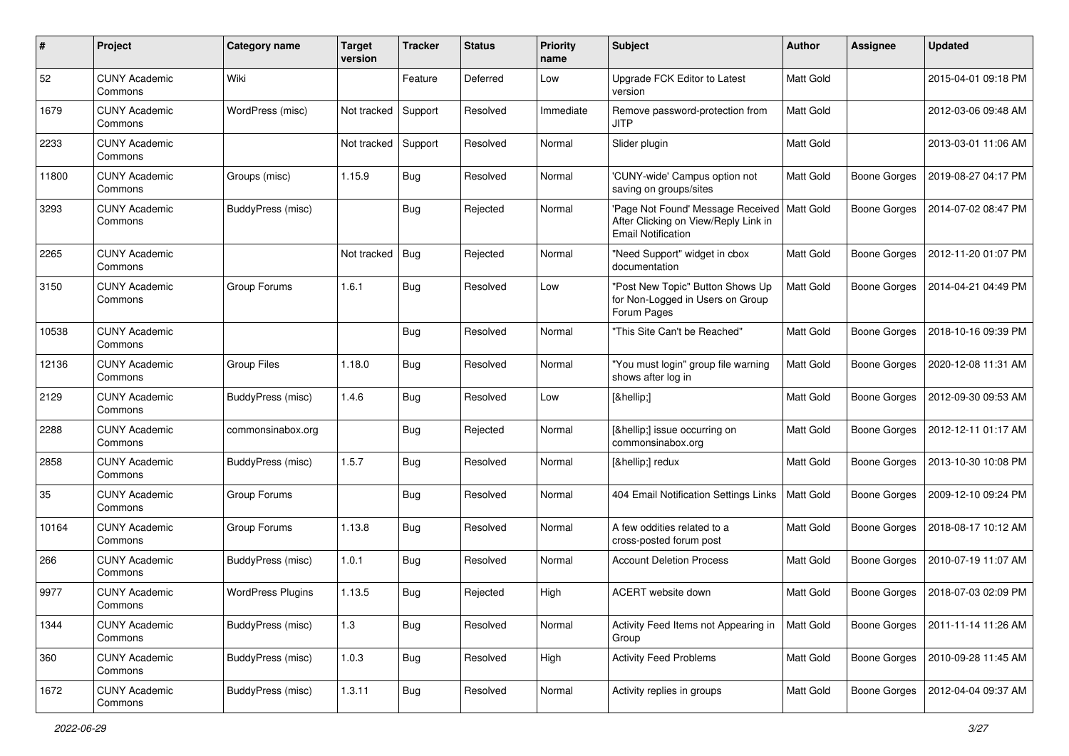| # | Project | Category name | Target version | Tracker | Status | Priority name | Subject | Author | Assignee | Updated |
|---|---|---|---|---|---|---|---|---|---|---|
| 52 | CUNY Academic Commons | Wiki | | Feature | Deferred | Low | Upgrade FCK Editor to Latest version | Matt Gold | | 2015-04-01 09:18 PM |
| 1679 | CUNY Academic Commons | WordPress (misc) | Not tracked | Support | Resolved | Immediate | Remove password-protection from JITP | Matt Gold | | 2012-03-06 09:48 AM |
| 2233 | CUNY Academic Commons | | Not tracked | Support | Resolved | Normal | Slider plugin | Matt Gold | | 2013-03-01 11:06 AM |
| 11800 | CUNY Academic Commons | Groups (misc) | 1.15.9 | Bug | Resolved | Normal | 'CUNY-wide' Campus option not saving on groups/sites | Matt Gold | Boone Gorges | 2019-08-27 04:17 PM |
| 3293 | CUNY Academic Commons | BuddyPress (misc) | | Bug | Rejected | Normal | 'Page Not Found' Message Received After Clicking on View/Reply Link in Email Notification | Matt Gold | Boone Gorges | 2014-07-02 08:47 PM |
| 2265 | CUNY Academic Commons | | Not tracked | Bug | Rejected | Normal | "Need Support" widget in cbox documentation | Matt Gold | Boone Gorges | 2012-11-20 01:07 PM |
| 3150 | CUNY Academic Commons | Group Forums | 1.6.1 | Bug | Resolved | Low | "Post New Topic" Button Shows Up for Non-Logged in Users on Group Forum Pages | Matt Gold | Boone Gorges | 2014-04-21 04:49 PM |
| 10538 | CUNY Academic Commons | | | Bug | Resolved | Normal | "This Site Can't be Reached" | Matt Gold | Boone Gorges | 2018-10-16 09:39 PM |
| 12136 | CUNY Academic Commons | Group Files | 1.18.0 | Bug | Resolved | Normal | "You must login" group file warning shows after log in | Matt Gold | Boone Gorges | 2020-12-08 11:31 AM |
| 2129 | CUNY Academic Commons | BuddyPress (misc) | 1.4.6 | Bug | Resolved | Low | [&hellip;] | Matt Gold | Boone Gorges | 2012-09-30 09:53 AM |
| 2288 | CUNY Academic Commons | commonsinabox.org | | Bug | Rejected | Normal | [&hellip;] issue occurring on commonsinabox.org | Matt Gold | Boone Gorges | 2012-12-11 01:17 AM |
| 2858 | CUNY Academic Commons | BuddyPress (misc) | 1.5.7 | Bug | Resolved | Normal | [&hellip;] redux | Matt Gold | Boone Gorges | 2013-10-30 10:08 PM |
| 35 | CUNY Academic Commons | Group Forums | | Bug | Resolved | Normal | 404 Email Notification Settings Links | Matt Gold | Boone Gorges | 2009-12-10 09:24 PM |
| 10164 | CUNY Academic Commons | Group Forums | 1.13.8 | Bug | Resolved | Normal | A few oddities related to a cross-posted forum post | Matt Gold | Boone Gorges | 2018-08-17 10:12 AM |
| 266 | CUNY Academic Commons | BuddyPress (misc) | 1.0.1 | Bug | Resolved | Normal | Account Deletion Process | Matt Gold | Boone Gorges | 2010-07-19 11:07 AM |
| 9977 | CUNY Academic Commons | WordPress Plugins | 1.13.5 | Bug | Rejected | High | ACERT website down | Matt Gold | Boone Gorges | 2018-07-03 02:09 PM |
| 1344 | CUNY Academic Commons | BuddyPress (misc) | 1.3 | Bug | Resolved | Normal | Activity Feed Items not Appearing in Group | Matt Gold | Boone Gorges | 2011-11-14 11:26 AM |
| 360 | CUNY Academic Commons | BuddyPress (misc) | 1.0.3 | Bug | Resolved | High | Activity Feed Problems | Matt Gold | Boone Gorges | 2010-09-28 11:45 AM |
| 1672 | CUNY Academic Commons | BuddyPress (misc) | 1.3.11 | Bug | Resolved | Normal | Activity replies in groups | Matt Gold | Boone Gorges | 2012-04-04 09:37 AM |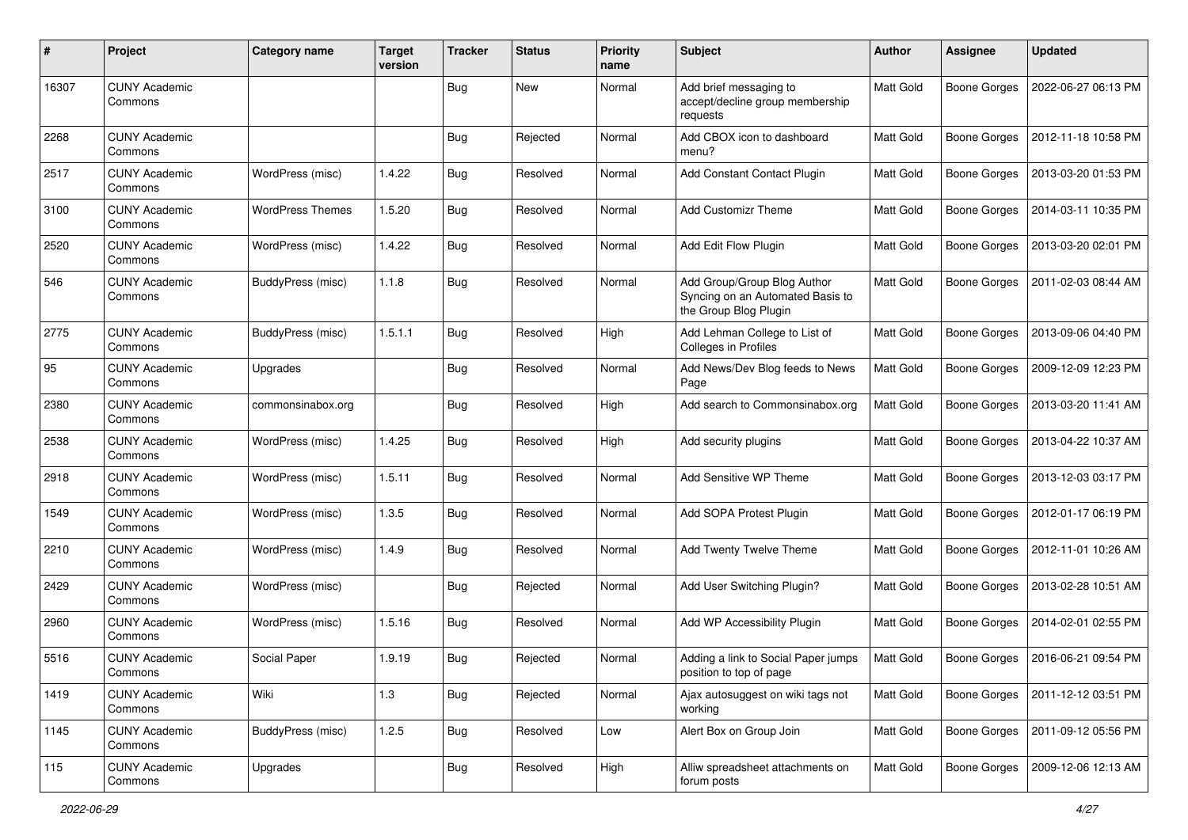| # | Project | Category name | Target version | Tracker | Status | Priority name | Subject | Author | Assignee | Updated |
|---|---|---|---|---|---|---|---|---|---|---|
| 16307 | CUNY Academic Commons | | | Bug | New | Normal | Add brief messaging to accept/decline group membership requests | Matt Gold | Boone Gorges | 2022-06-27 06:13 PM |
| 2268 | CUNY Academic Commons | | | Bug | Rejected | Normal | Add CBOX icon to dashboard menu? | Matt Gold | Boone Gorges | 2012-11-18 10:58 PM |
| 2517 | CUNY Academic Commons | WordPress (misc) | 1.4.22 | Bug | Resolved | Normal | Add Constant Contact Plugin | Matt Gold | Boone Gorges | 2013-03-20 01:53 PM |
| 3100 | CUNY Academic Commons | WordPress Themes | 1.5.20 | Bug | Resolved | Normal | Add Customizr Theme | Matt Gold | Boone Gorges | 2014-03-11 10:35 PM |
| 2520 | CUNY Academic Commons | WordPress (misc) | 1.4.22 | Bug | Resolved | Normal | Add Edit Flow Plugin | Matt Gold | Boone Gorges | 2013-03-20 02:01 PM |
| 546 | CUNY Academic Commons | BuddyPress (misc) | 1.1.8 | Bug | Resolved | Normal | Add Group/Group Blog Author Syncing on an Automated Basis to the Group Blog Plugin | Matt Gold | Boone Gorges | 2011-02-03 08:44 AM |
| 2775 | CUNY Academic Commons | BuddyPress (misc) | 1.5.1.1 | Bug | Resolved | High | Add Lehman College to List of Colleges in Profiles | Matt Gold | Boone Gorges | 2013-09-06 04:40 PM |
| 95 | CUNY Academic Commons | Upgrades | | Bug | Resolved | Normal | Add News/Dev Blog feeds to News Page | Matt Gold | Boone Gorges | 2009-12-09 12:23 PM |
| 2380 | CUNY Academic Commons | commonsinabox.org | | Bug | Resolved | High | Add search to Commonsinabox.org | Matt Gold | Boone Gorges | 2013-03-20 11:41 AM |
| 2538 | CUNY Academic Commons | WordPress (misc) | 1.4.25 | Bug | Resolved | High | Add security plugins | Matt Gold | Boone Gorges | 2013-04-22 10:37 AM |
| 2918 | CUNY Academic Commons | WordPress (misc) | 1.5.11 | Bug | Resolved | Normal | Add Sensitive WP Theme | Matt Gold | Boone Gorges | 2013-12-03 03:17 PM |
| 1549 | CUNY Academic Commons | WordPress (misc) | 1.3.5 | Bug | Resolved | Normal | Add SOPA Protest Plugin | Matt Gold | Boone Gorges | 2012-01-17 06:19 PM |
| 2210 | CUNY Academic Commons | WordPress (misc) | 1.4.9 | Bug | Resolved | Normal | Add Twenty Twelve Theme | Matt Gold | Boone Gorges | 2012-11-01 10:26 AM |
| 2429 | CUNY Academic Commons | WordPress (misc) | | Bug | Rejected | Normal | Add User Switching Plugin? | Matt Gold | Boone Gorges | 2013-02-28 10:51 AM |
| 2960 | CUNY Academic Commons | WordPress (misc) | 1.5.16 | Bug | Resolved | Normal | Add WP Accessibility Plugin | Matt Gold | Boone Gorges | 2014-02-01 02:55 PM |
| 5516 | CUNY Academic Commons | Social Paper | 1.9.19 | Bug | Rejected | Normal | Adding a link to Social Paper jumps position to top of page | Matt Gold | Boone Gorges | 2016-06-21 09:54 PM |
| 1419 | CUNY Academic Commons | Wiki | 1.3 | Bug | Rejected | Normal | Ajax autosuggest on wiki tags not working | Matt Gold | Boone Gorges | 2011-12-12 03:51 PM |
| 1145 | CUNY Academic Commons | BuddyPress (misc) | 1.2.5 | Bug | Resolved | Low | Alert Box on Group Join | Matt Gold | Boone Gorges | 2011-09-12 05:56 PM |
| 115 | CUNY Academic Commons | Upgrades | | Bug | Resolved | High | Alliw spreadsheet attachments on forum posts | Matt Gold | Boone Gorges | 2009-12-06 12:13 AM |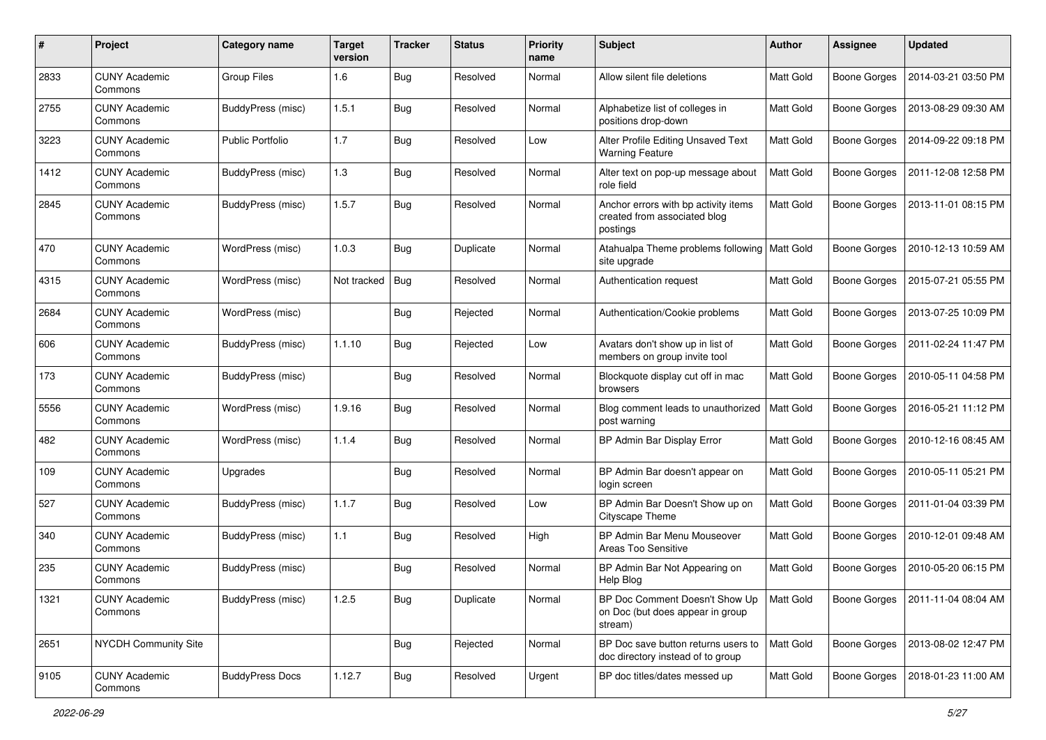| # | Project | Category name | Target version | Tracker | Status | Priority name | Subject | Author | Assignee | Updated |
|---|---|---|---|---|---|---|---|---|---|---|
| 2833 | CUNY Academic Commons | Group Files | 1.6 | Bug | Resolved | Normal | Allow silent file deletions | Matt Gold | Boone Gorges | 2014-03-21 03:50 PM |
| 2755 | CUNY Academic Commons | BuddyPress (misc) | 1.5.1 | Bug | Resolved | Normal | Alphabetize list of colleges in positions drop-down | Matt Gold | Boone Gorges | 2013-08-29 09:30 AM |
| 3223 | CUNY Academic Commons | Public Portfolio | 1.7 | Bug | Resolved | Low | Alter Profile Editing Unsaved Text Warning Feature | Matt Gold | Boone Gorges | 2014-09-22 09:18 PM |
| 1412 | CUNY Academic Commons | BuddyPress (misc) | 1.3 | Bug | Resolved | Normal | Alter text on pop-up message about role field | Matt Gold | Boone Gorges | 2011-12-08 12:58 PM |
| 2845 | CUNY Academic Commons | BuddyPress (misc) | 1.5.7 | Bug | Resolved | Normal | Anchor errors with bp activity items created from associated blog postings | Matt Gold | Boone Gorges | 2013-11-01 08:15 PM |
| 470 | CUNY Academic Commons | WordPress (misc) | 1.0.3 | Bug | Duplicate | Normal | Atahualpa Theme problems following site upgrade | Matt Gold | Boone Gorges | 2010-12-13 10:59 AM |
| 4315 | CUNY Academic Commons | WordPress (misc) | Not tracked | Bug | Resolved | Normal | Authentication request | Matt Gold | Boone Gorges | 2015-07-21 05:55 PM |
| 2684 | CUNY Academic Commons | WordPress (misc) | | Bug | Rejected | Normal | Authentication/Cookie problems | Matt Gold | Boone Gorges | 2013-07-25 10:09 PM |
| 606 | CUNY Academic Commons | BuddyPress (misc) | 1.1.10 | Bug | Rejected | Low | Avatars don't show up in list of members on group invite tool | Matt Gold | Boone Gorges | 2011-02-24 11:47 PM |
| 173 | CUNY Academic Commons | BuddyPress (misc) | | Bug | Resolved | Normal | Blockquote display cut off in mac browsers | Matt Gold | Boone Gorges | 2010-05-11 04:58 PM |
| 5556 | CUNY Academic Commons | WordPress (misc) | 1.9.16 | Bug | Resolved | Normal | Blog comment leads to unauthorized post warning | Matt Gold | Boone Gorges | 2016-05-21 11:12 PM |
| 482 | CUNY Academic Commons | WordPress (misc) | 1.1.4 | Bug | Resolved | Normal | BP Admin Bar Display Error | Matt Gold | Boone Gorges | 2010-12-16 08:45 AM |
| 109 | CUNY Academic Commons | Upgrades | | Bug | Resolved | Normal | BP Admin Bar doesn't appear on login screen | Matt Gold | Boone Gorges | 2010-05-11 05:21 PM |
| 527 | CUNY Academic Commons | BuddyPress (misc) | 1.1.7 | Bug | Resolved | Low | BP Admin Bar Doesn't Show up on Cityscape Theme | Matt Gold | Boone Gorges | 2011-01-04 03:39 PM |
| 340 | CUNY Academic Commons | BuddyPress (misc) | 1.1 | Bug | Resolved | High | BP Admin Bar Menu Mouseover Areas Too Sensitive | Matt Gold | Boone Gorges | 2010-12-01 09:48 AM |
| 235 | CUNY Academic Commons | BuddyPress (misc) | | Bug | Resolved | Normal | BP Admin Bar Not Appearing on Help Blog | Matt Gold | Boone Gorges | 2010-05-20 06:15 PM |
| 1321 | CUNY Academic Commons | BuddyPress (misc) | 1.2.5 | Bug | Duplicate | Normal | BP Doc Comment Doesn't Show Up on Doc (but does appear in group stream) | Matt Gold | Boone Gorges | 2011-11-04 08:04 AM |
| 2651 | NYCDH Community Site | | | Bug | Rejected | Normal | BP Doc save button returns users to doc directory instead of to group | Matt Gold | Boone Gorges | 2013-08-02 12:47 PM |
| 9105 | CUNY Academic Commons | BuddyPress Docs | 1.12.7 | Bug | Resolved | Urgent | BP doc titles/dates messed up | Matt Gold | Boone Gorges | 2018-01-23 11:00 AM |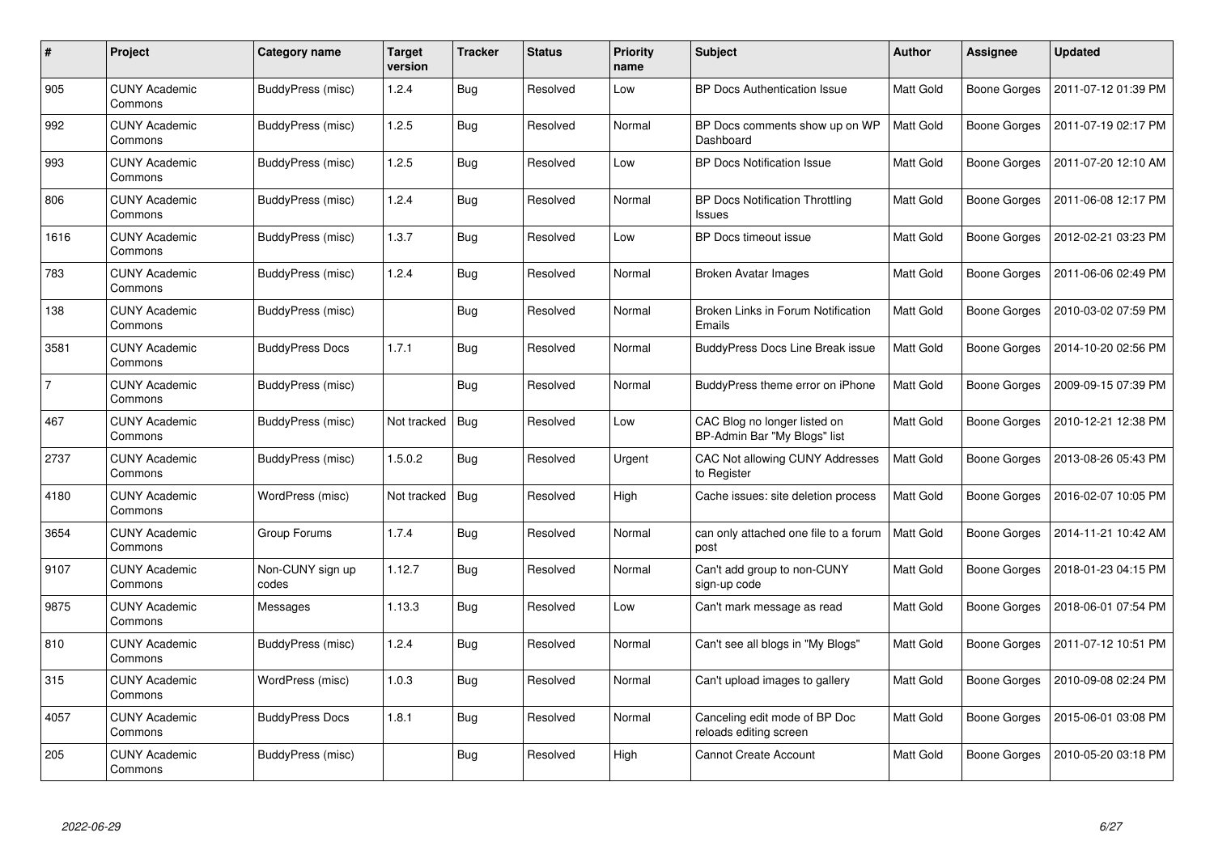| # | Project | Category name | Target version | Tracker | Status | Priority name | Subject | Author | Assignee | Updated |
|---|---|---|---|---|---|---|---|---|---|---|
| 905 | CUNY Academic Commons | BuddyPress (misc) | 1.2.4 | Bug | Resolved | Low | BP Docs Authentication Issue | Matt Gold | Boone Gorges | 2011-07-12 01:39 PM |
| 992 | CUNY Academic Commons | BuddyPress (misc) | 1.2.5 | Bug | Resolved | Normal | BP Docs comments show up on WP Dashboard | Matt Gold | Boone Gorges | 2011-07-19 02:17 PM |
| 993 | CUNY Academic Commons | BuddyPress (misc) | 1.2.5 | Bug | Resolved | Low | BP Docs Notification Issue | Matt Gold | Boone Gorges | 2011-07-20 12:10 AM |
| 806 | CUNY Academic Commons | BuddyPress (misc) | 1.2.4 | Bug | Resolved | Normal | BP Docs Notification Throttling Issues | Matt Gold | Boone Gorges | 2011-06-08 12:17 PM |
| 1616 | CUNY Academic Commons | BuddyPress (misc) | 1.3.7 | Bug | Resolved | Low | BP Docs timeout issue | Matt Gold | Boone Gorges | 2012-02-21 03:23 PM |
| 783 | CUNY Academic Commons | BuddyPress (misc) | 1.2.4 | Bug | Resolved | Normal | Broken Avatar Images | Matt Gold | Boone Gorges | 2011-06-06 02:49 PM |
| 138 | CUNY Academic Commons | BuddyPress (misc) | | Bug | Resolved | Normal | Broken Links in Forum Notification Emails | Matt Gold | Boone Gorges | 2010-03-02 07:59 PM |
| 3581 | CUNY Academic Commons | BuddyPress Docs | 1.7.1 | Bug | Resolved | Normal | BuddyPress Docs Line Break issue | Matt Gold | Boone Gorges | 2014-10-20 02:56 PM |
| 7 | CUNY Academic Commons | BuddyPress (misc) | | Bug | Resolved | Normal | BuddyPress theme error on iPhone | Matt Gold | Boone Gorges | 2009-09-15 07:39 PM |
| 467 | CUNY Academic Commons | BuddyPress (misc) | Not tracked | Bug | Resolved | Low | CAC Blog no longer listed on BP-Admin Bar "My Blogs" list | Matt Gold | Boone Gorges | 2010-12-21 12:38 PM |
| 2737 | CUNY Academic Commons | BuddyPress (misc) | 1.5.0.2 | Bug | Resolved | Urgent | CAC Not allowing CUNY Addresses to Register | Matt Gold | Boone Gorges | 2013-08-26 05:43 PM |
| 4180 | CUNY Academic Commons | WordPress (misc) | Not tracked | Bug | Resolved | High | Cache issues: site deletion process | Matt Gold | Boone Gorges | 2016-02-07 10:05 PM |
| 3654 | CUNY Academic Commons | Group Forums | 1.7.4 | Bug | Resolved | Normal | can only attached one file to a forum post | Matt Gold | Boone Gorges | 2014-11-21 10:42 AM |
| 9107 | CUNY Academic Commons | Non-CUNY sign up codes | 1.12.7 | Bug | Resolved | Normal | Can't add group to non-CUNY sign-up code | Matt Gold | Boone Gorges | 2018-01-23 04:15 PM |
| 9875 | CUNY Academic Commons | Messages | 1.13.3 | Bug | Resolved | Low | Can't mark message as read | Matt Gold | Boone Gorges | 2018-06-01 07:54 PM |
| 810 | CUNY Academic Commons | BuddyPress (misc) | 1.2.4 | Bug | Resolved | Normal | Can't see all blogs in "My Blogs" | Matt Gold | Boone Gorges | 2011-07-12 10:51 PM |
| 315 | CUNY Academic Commons | WordPress (misc) | 1.0.3 | Bug | Resolved | Normal | Can't upload images to gallery | Matt Gold | Boone Gorges | 2010-09-08 02:24 PM |
| 4057 | CUNY Academic Commons | BuddyPress Docs | 1.8.1 | Bug | Resolved | Normal | Canceling edit mode of BP Doc reloads editing screen | Matt Gold | Boone Gorges | 2015-06-01 03:08 PM |
| 205 | CUNY Academic Commons | BuddyPress (misc) | | Bug | Resolved | High | Cannot Create Account | Matt Gold | Boone Gorges | 2010-05-20 03:18 PM |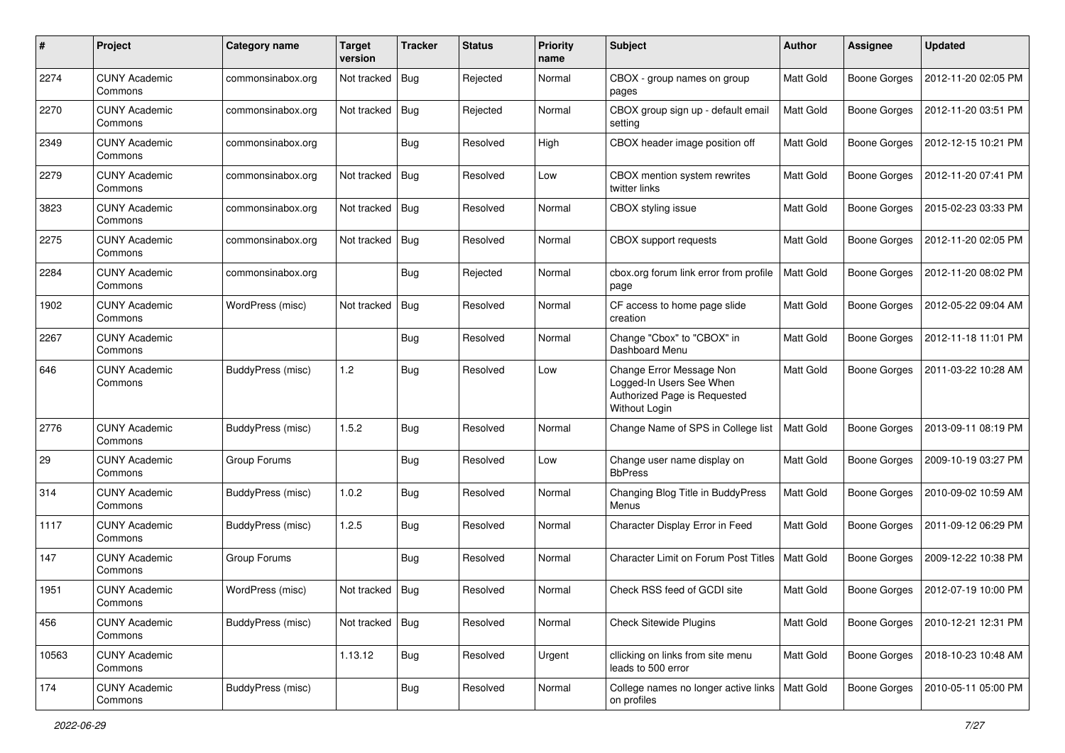| # | Project | Category name | Target version | Tracker | Status | Priority name | Subject | Author | Assignee | Updated |
|---|---|---|---|---|---|---|---|---|---|---|
| 2274 | CUNY Academic Commons | commonsinabox.org | Not tracked | Bug | Rejected | Normal | CBOX - group names on group pages | Matt Gold | Boone Gorges | 2012-11-20 02:05 PM |
| 2270 | CUNY Academic Commons | commonsinabox.org | Not tracked | Bug | Rejected | Normal | CBOX group sign up - default email setting | Matt Gold | Boone Gorges | 2012-11-20 03:51 PM |
| 2349 | CUNY Academic Commons | commonsinabox.org | | Bug | Resolved | High | CBOX header image position off | Matt Gold | Boone Gorges | 2012-12-15 10:21 PM |
| 2279 | CUNY Academic Commons | commonsinabox.org | Not tracked | Bug | Resolved | Low | CBOX mention system rewrites twitter links | Matt Gold | Boone Gorges | 2012-11-20 07:41 PM |
| 3823 | CUNY Academic Commons | commonsinabox.org | Not tracked | Bug | Resolved | Normal | CBOX styling issue | Matt Gold | Boone Gorges | 2015-02-23 03:33 PM |
| 2275 | CUNY Academic Commons | commonsinabox.org | Not tracked | Bug | Resolved | Normal | CBOX support requests | Matt Gold | Boone Gorges | 2012-11-20 02:05 PM |
| 2284 | CUNY Academic Commons | commonsinabox.org | | Bug | Rejected | Normal | cbox.org forum link error from profile page | Matt Gold | Boone Gorges | 2012-11-20 08:02 PM |
| 1902 | CUNY Academic Commons | WordPress (misc) | Not tracked | Bug | Resolved | Normal | CF access to home page slide creation | Matt Gold | Boone Gorges | 2012-05-22 09:04 AM |
| 2267 | CUNY Academic Commons | | | Bug | Resolved | Normal | Change "Cbox" to "CBOX" in Dashboard Menu | Matt Gold | Boone Gorges | 2012-11-18 11:01 PM |
| 646 | CUNY Academic Commons | BuddyPress (misc) | 1.2 | Bug | Resolved | Low | Change Error Message Non Logged-In Users See When Authorized Page is Requested Without Login | Matt Gold | Boone Gorges | 2011-03-22 10:28 AM |
| 2776 | CUNY Academic Commons | BuddyPress (misc) | 1.5.2 | Bug | Resolved | Normal | Change Name of SPS in College list | Matt Gold | Boone Gorges | 2013-09-11 08:19 PM |
| 29 | CUNY Academic Commons | Group Forums | | Bug | Resolved | Low | Change user name display on BbPress | Matt Gold | Boone Gorges | 2009-10-19 03:27 PM |
| 314 | CUNY Academic Commons | BuddyPress (misc) | 1.0.2 | Bug | Resolved | Normal | Changing Blog Title in BuddyPress Menus | Matt Gold | Boone Gorges | 2010-09-02 10:59 AM |
| 1117 | CUNY Academic Commons | BuddyPress (misc) | 1.2.5 | Bug | Resolved | Normal | Character Display Error in Feed | Matt Gold | Boone Gorges | 2011-09-12 06:29 PM |
| 147 | CUNY Academic Commons | Group Forums | | Bug | Resolved | Normal | Character Limit on Forum Post Titles | Matt Gold | Boone Gorges | 2009-12-22 10:38 PM |
| 1951 | CUNY Academic Commons | WordPress (misc) | Not tracked | Bug | Resolved | Normal | Check RSS feed of GCDI site | Matt Gold | Boone Gorges | 2012-07-19 10:00 PM |
| 456 | CUNY Academic Commons | BuddyPress (misc) | Not tracked | Bug | Resolved | Normal | Check Sitewide Plugins | Matt Gold | Boone Gorges | 2010-12-21 12:31 PM |
| 10563 | CUNY Academic Commons | | 1.13.12 | Bug | Resolved | Urgent | cllicking on links from site menu leads to 500 error | Matt Gold | Boone Gorges | 2018-10-23 10:48 AM |
| 174 | CUNY Academic Commons | BuddyPress (misc) | | Bug | Resolved | Normal | College names no longer active links on profiles | Matt Gold | Boone Gorges | 2010-05-11 05:00 PM |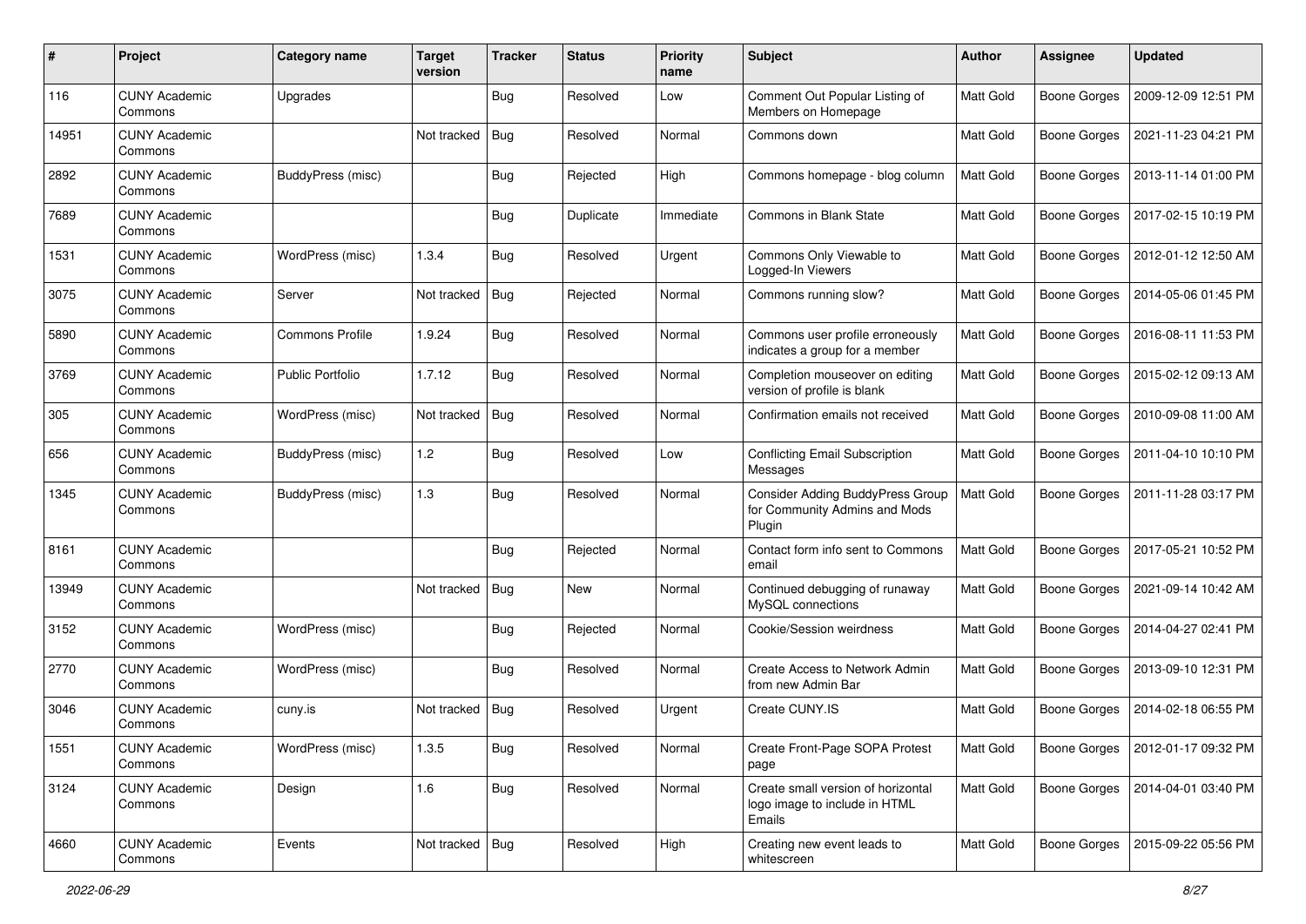| # | Project | Category name | Target version | Tracker | Status | Priority name | Subject | Author | Assignee | Updated |
|---|---|---|---|---|---|---|---|---|---|---|
| 116 | CUNY Academic Commons | Upgrades | | Bug | Resolved | Low | Comment Out Popular Listing of Members on Homepage | Matt Gold | Boone Gorges | 2009-12-09 12:51 PM |
| 14951 | CUNY Academic Commons | | Not tracked | Bug | Resolved | Normal | Commons down | Matt Gold | Boone Gorges | 2021-11-23 04:21 PM |
| 2892 | CUNY Academic Commons | BuddyPress (misc) | | Bug | Rejected | High | Commons homepage - blog column | Matt Gold | Boone Gorges | 2013-11-14 01:00 PM |
| 7689 | CUNY Academic Commons | | | Bug | Duplicate | Immediate | Commons in Blank State | Matt Gold | Boone Gorges | 2017-02-15 10:19 PM |
| 1531 | CUNY Academic Commons | WordPress (misc) | 1.3.4 | Bug | Resolved | Urgent | Commons Only Viewable to Logged-In Viewers | Matt Gold | Boone Gorges | 2012-01-12 12:50 AM |
| 3075 | CUNY Academic Commons | Server | Not tracked | Bug | Rejected | Normal | Commons running slow? | Matt Gold | Boone Gorges | 2014-05-06 01:45 PM |
| 5890 | CUNY Academic Commons | Commons Profile | 1.9.24 | Bug | Resolved | Normal | Commons user profile erroneously indicates a group for a member | Matt Gold | Boone Gorges | 2016-08-11 11:53 PM |
| 3769 | CUNY Academic Commons | Public Portfolio | 1.7.12 | Bug | Resolved | Normal | Completion mouseover on editing version of profile is blank | Matt Gold | Boone Gorges | 2015-02-12 09:13 AM |
| 305 | CUNY Academic Commons | WordPress (misc) | Not tracked | Bug | Resolved | Normal | Confirmation emails not received | Matt Gold | Boone Gorges | 2010-09-08 11:00 AM |
| 656 | CUNY Academic Commons | BuddyPress (misc) | 1.2 | Bug | Resolved | Low | Conflicting Email Subscription Messages | Matt Gold | Boone Gorges | 2011-04-10 10:10 PM |
| 1345 | CUNY Academic Commons | BuddyPress (misc) | 1.3 | Bug | Resolved | Normal | Consider Adding BuddyPress Group for Community Admins and Mods Plugin | Matt Gold | Boone Gorges | 2011-11-28 03:17 PM |
| 8161 | CUNY Academic Commons | | | Bug | Rejected | Normal | Contact form info sent to Commons email | Matt Gold | Boone Gorges | 2017-05-21 10:52 PM |
| 13949 | CUNY Academic Commons | | Not tracked | Bug | New | Normal | Continued debugging of runaway MySQL connections | Matt Gold | Boone Gorges | 2021-09-14 10:42 AM |
| 3152 | CUNY Academic Commons | WordPress (misc) | | Bug | Rejected | Normal | Cookie/Session weirdness | Matt Gold | Boone Gorges | 2014-04-27 02:41 PM |
| 2770 | CUNY Academic Commons | WordPress (misc) | | Bug | Resolved | Normal | Create Access to Network Admin from new Admin Bar | Matt Gold | Boone Gorges | 2013-09-10 12:31 PM |
| 3046 | CUNY Academic Commons | cuny.is | Not tracked | Bug | Resolved | Urgent | Create CUNY.IS | Matt Gold | Boone Gorges | 2014-02-18 06:55 PM |
| 1551 | CUNY Academic Commons | WordPress (misc) | 1.3.5 | Bug | Resolved | Normal | Create Front-Page SOPA Protest page | Matt Gold | Boone Gorges | 2012-01-17 09:32 PM |
| 3124 | CUNY Academic Commons | Design | 1.6 | Bug | Resolved | Normal | Create small version of horizontal logo image to include in HTML Emails | Matt Gold | Boone Gorges | 2014-04-01 03:40 PM |
| 4660 | CUNY Academic Commons | Events | Not tracked | Bug | Resolved | High | Creating new event leads to whitescreen | Matt Gold | Boone Gorges | 2015-09-22 05:56 PM |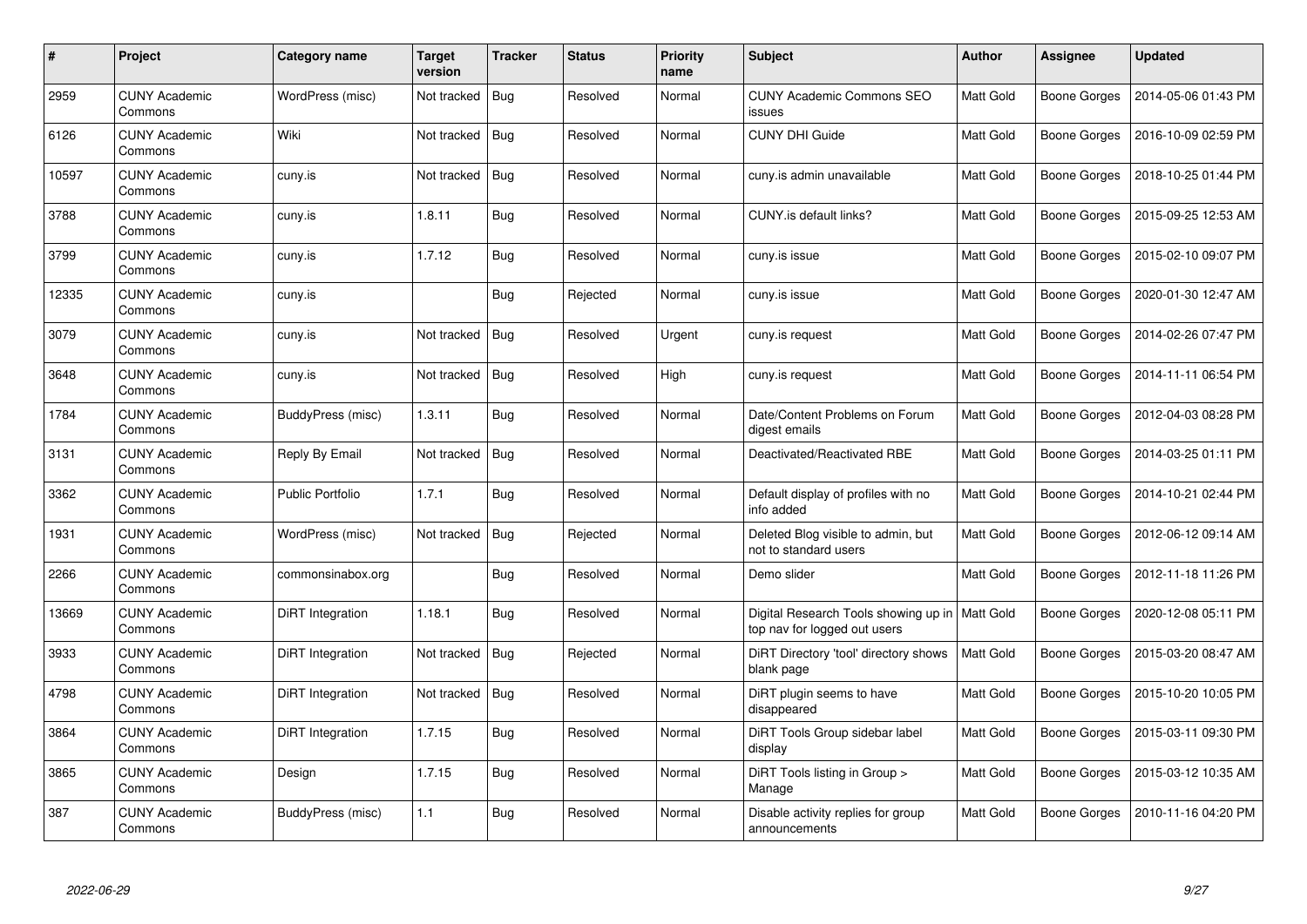| # | Project | Category name | Target version | Tracker | Status | Priority name | Subject | Author | Assignee | Updated |
|---|---|---|---|---|---|---|---|---|---|---|
| 2959 | CUNY Academic Commons | WordPress (misc) | Not tracked | Bug | Resolved | Normal | CUNY Academic Commons SEO issues | Matt Gold | Boone Gorges | 2014-05-06 01:43 PM |
| 6126 | CUNY Academic Commons | Wiki | Not tracked | Bug | Resolved | Normal | CUNY DHI Guide | Matt Gold | Boone Gorges | 2016-10-09 02:59 PM |
| 10597 | CUNY Academic Commons | cuny.is | Not tracked | Bug | Resolved | Normal | cuny.is admin unavailable | Matt Gold | Boone Gorges | 2018-10-25 01:44 PM |
| 3788 | CUNY Academic Commons | cuny.is | 1.8.11 | Bug | Resolved | Normal | CUNY.is default links? | Matt Gold | Boone Gorges | 2015-09-25 12:53 AM |
| 3799 | CUNY Academic Commons | cuny.is | 1.7.12 | Bug | Resolved | Normal | cuny.is issue | Matt Gold | Boone Gorges | 2015-02-10 09:07 PM |
| 12335 | CUNY Academic Commons | cuny.is | | Bug | Rejected | Normal | cuny.is issue | Matt Gold | Boone Gorges | 2020-01-30 12:47 AM |
| 3079 | CUNY Academic Commons | cuny.is | Not tracked | Bug | Resolved | Urgent | cuny.is request | Matt Gold | Boone Gorges | 2014-02-26 07:47 PM |
| 3648 | CUNY Academic Commons | cuny.is | Not tracked | Bug | Resolved | High | cuny.is request | Matt Gold | Boone Gorges | 2014-11-11 06:54 PM |
| 1784 | CUNY Academic Commons | BuddyPress (misc) | 1.3.11 | Bug | Resolved | Normal | Date/Content Problems on Forum digest emails | Matt Gold | Boone Gorges | 2012-04-03 08:28 PM |
| 3131 | CUNY Academic Commons | Reply By Email | Not tracked | Bug | Resolved | Normal | Deactivated/Reactivated RBE | Matt Gold | Boone Gorges | 2014-03-25 01:11 PM |
| 3362 | CUNY Academic Commons | Public Portfolio | 1.7.1 | Bug | Resolved | Normal | Default display of profiles with no info added | Matt Gold | Boone Gorges | 2014-10-21 02:44 PM |
| 1931 | CUNY Academic Commons | WordPress (misc) | Not tracked | Bug | Rejected | Normal | Deleted Blog visible to admin, but not to standard users | Matt Gold | Boone Gorges | 2012-06-12 09:14 AM |
| 2266 | CUNY Academic Commons | commonsinabox.org | | Bug | Resolved | Normal | Demo slider | Matt Gold | Boone Gorges | 2012-11-18 11:26 PM |
| 13669 | CUNY Academic Commons | DiRT Integration | 1.18.1 | Bug | Resolved | Normal | Digital Research Tools showing up in top nav for logged out users | Matt Gold | Boone Gorges | 2020-12-08 05:11 PM |
| 3933 | CUNY Academic Commons | DiRT Integration | Not tracked | Bug | Rejected | Normal | DiRT Directory 'tool' directory shows blank page | Matt Gold | Boone Gorges | 2015-03-20 08:47 AM |
| 4798 | CUNY Academic Commons | DiRT Integration | Not tracked | Bug | Resolved | Normal | DiRT plugin seems to have disappeared | Matt Gold | Boone Gorges | 2015-10-20 10:05 PM |
| 3864 | CUNY Academic Commons | DiRT Integration | 1.7.15 | Bug | Resolved | Normal | DiRT Tools Group sidebar label display | Matt Gold | Boone Gorges | 2015-03-11 09:30 PM |
| 3865 | CUNY Academic Commons | Design | 1.7.15 | Bug | Resolved | Normal | DiRT Tools listing in Group > Manage | Matt Gold | Boone Gorges | 2015-03-12 10:35 AM |
| 387 | CUNY Academic Commons | BuddyPress (misc) | 1.1 | Bug | Resolved | Normal | Disable activity replies for group announcements | Matt Gold | Boone Gorges | 2010-11-16 04:20 PM |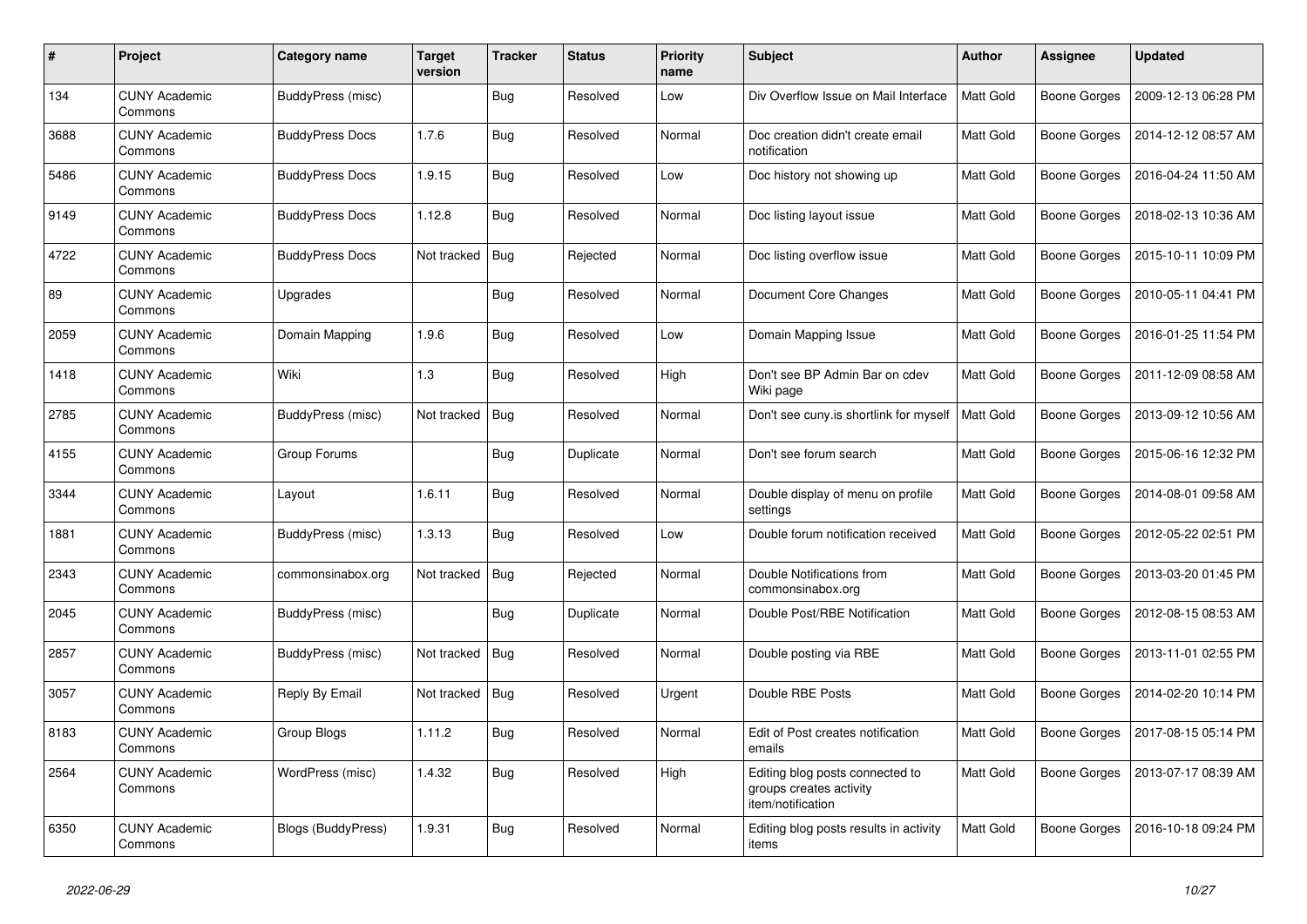| # | Project | Category name | Target version | Tracker | Status | Priority name | Subject | Author | Assignee | Updated |
|---|---|---|---|---|---|---|---|---|---|---|
| 134 | CUNY Academic Commons | BuddyPress (misc) | | Bug | Resolved | Low | Div Overflow Issue on Mail Interface | Matt Gold | Boone Gorges | 2009-12-13 06:28 PM |
| 3688 | CUNY Academic Commons | BuddyPress Docs | 1.7.6 | Bug | Resolved | Normal | Doc creation didn't create email notification | Matt Gold | Boone Gorges | 2014-12-12 08:57 AM |
| 5486 | CUNY Academic Commons | BuddyPress Docs | 1.9.15 | Bug | Resolved | Low | Doc history not showing up | Matt Gold | Boone Gorges | 2016-04-24 11:50 AM |
| 9149 | CUNY Academic Commons | BuddyPress Docs | 1.12.8 | Bug | Resolved | Normal | Doc listing layout issue | Matt Gold | Boone Gorges | 2018-02-13 10:36 AM |
| 4722 | CUNY Academic Commons | BuddyPress Docs | Not tracked | Bug | Rejected | Normal | Doc listing overflow issue | Matt Gold | Boone Gorges | 2015-10-11 10:09 PM |
| 89 | CUNY Academic Commons | Upgrades | | Bug | Resolved | Normal | Document Core Changes | Matt Gold | Boone Gorges | 2010-05-11 04:41 PM |
| 2059 | CUNY Academic Commons | Domain Mapping | 1.9.6 | Bug | Resolved | Low | Domain Mapping Issue | Matt Gold | Boone Gorges | 2016-01-25 11:54 PM |
| 1418 | CUNY Academic Commons | Wiki | 1.3 | Bug | Resolved | High | Don't see BP Admin Bar on cdev Wiki page | Matt Gold | Boone Gorges | 2011-12-09 08:58 AM |
| 2785 | CUNY Academic Commons | BuddyPress (misc) | Not tracked | Bug | Resolved | Normal | Don't see cuny.is shortlink for myself | Matt Gold | Boone Gorges | 2013-09-12 10:56 AM |
| 4155 | CUNY Academic Commons | Group Forums | | Bug | Duplicate | Normal | Don't see forum search | Matt Gold | Boone Gorges | 2015-06-16 12:32 PM |
| 3344 | CUNY Academic Commons | Layout | 1.6.11 | Bug | Resolved | Normal | Double display of menu on profile settings | Matt Gold | Boone Gorges | 2014-08-01 09:58 AM |
| 1881 | CUNY Academic Commons | BuddyPress (misc) | 1.3.13 | Bug | Resolved | Low | Double forum notification received | Matt Gold | Boone Gorges | 2012-05-22 02:51 PM |
| 2343 | CUNY Academic Commons | commonsinabox.org | Not tracked | Bug | Rejected | Normal | Double Notifications from commonsinabox.org | Matt Gold | Boone Gorges | 2013-03-20 01:45 PM |
| 2045 | CUNY Academic Commons | BuddyPress (misc) | | Bug | Duplicate | Normal | Double Post/RBE Notification | Matt Gold | Boone Gorges | 2012-08-15 08:53 AM |
| 2857 | CUNY Academic Commons | BuddyPress (misc) | Not tracked | Bug | Resolved | Normal | Double posting via RBE | Matt Gold | Boone Gorges | 2013-11-01 02:55 PM |
| 3057 | CUNY Academic Commons | Reply By Email | Not tracked | Bug | Resolved | Urgent | Double RBE Posts | Matt Gold | Boone Gorges | 2014-02-20 10:14 PM |
| 8183 | CUNY Academic Commons | Group Blogs | 1.11.2 | Bug | Resolved | Normal | Edit of Post creates notification emails | Matt Gold | Boone Gorges | 2017-08-15 05:14 PM |
| 2564 | CUNY Academic Commons | WordPress (misc) | 1.4.32 | Bug | Resolved | High | Editing blog posts connected to groups creates activity item/notification | Matt Gold | Boone Gorges | 2013-07-17 08:39 AM |
| 6350 | CUNY Academic Commons | Blogs (BuddyPress) | 1.9.31 | Bug | Resolved | Normal | Editing blog posts results in activity items | Matt Gold | Boone Gorges | 2016-10-18 09:24 PM |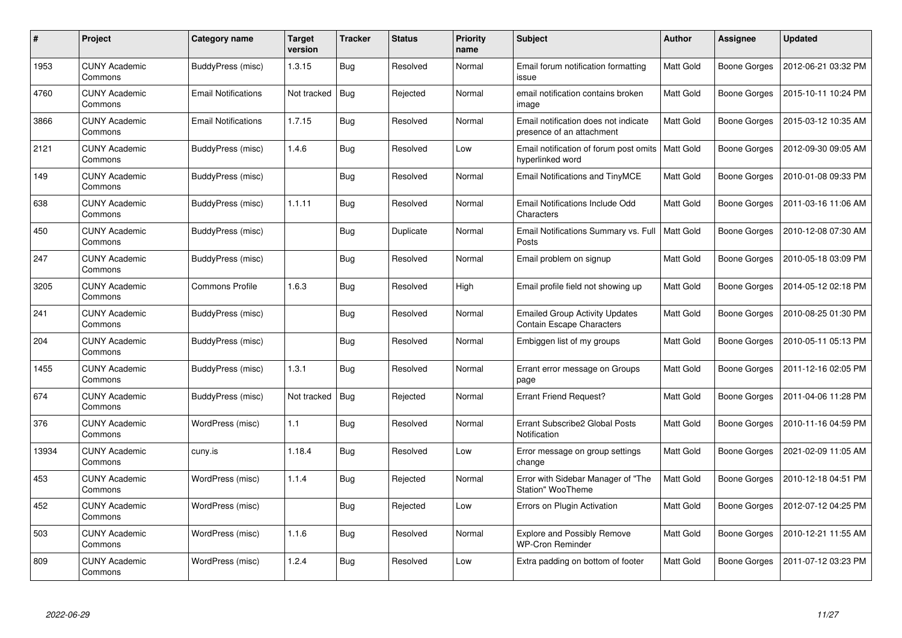| # | Project | Category name | Target version | Tracker | Status | Priority name | Subject | Author | Assignee | Updated |
|---|---|---|---|---|---|---|---|---|---|---|
| 1953 | CUNY Academic Commons | BuddyPress (misc) | 1.3.15 | Bug | Resolved | Normal | Email forum notification formatting issue | Matt Gold | Boone Gorges | 2012-06-21 03:32 PM |
| 4760 | CUNY Academic Commons | Email Notifications | Not tracked | Bug | Rejected | Normal | email notification contains broken image | Matt Gold | Boone Gorges | 2015-10-11 10:24 PM |
| 3866 | CUNY Academic Commons | Email Notifications | 1.7.15 | Bug | Resolved | Normal | Email notification does not indicate presence of an attachment | Matt Gold | Boone Gorges | 2015-03-12 10:35 AM |
| 2121 | CUNY Academic Commons | BuddyPress (misc) | 1.4.6 | Bug | Resolved | Low | Email notification of forum post omits hyperlinked word | Matt Gold | Boone Gorges | 2012-09-30 09:05 AM |
| 149 | CUNY Academic Commons | BuddyPress (misc) | | Bug | Resolved | Normal | Email Notifications and TinyMCE | Matt Gold | Boone Gorges | 2010-01-08 09:33 PM |
| 638 | CUNY Academic Commons | BuddyPress (misc) | 1.1.11 | Bug | Resolved | Normal | Email Notifications Include Odd Characters | Matt Gold | Boone Gorges | 2011-03-16 11:06 AM |
| 450 | CUNY Academic Commons | BuddyPress (misc) | | Bug | Duplicate | Normal | Email Notifications Summary vs. Full Posts | Matt Gold | Boone Gorges | 2010-12-08 07:30 AM |
| 247 | CUNY Academic Commons | BuddyPress (misc) | | Bug | Resolved | Normal | Email problem on signup | Matt Gold | Boone Gorges | 2010-05-18 03:09 PM |
| 3205 | CUNY Academic Commons | Commons Profile | 1.6.3 | Bug | Resolved | High | Email profile field not showing up | Matt Gold | Boone Gorges | 2014-05-12 02:18 PM |
| 241 | CUNY Academic Commons | BuddyPress (misc) | | Bug | Resolved | Normal | Emailed Group Activity Updates Contain Escape Characters | Matt Gold | Boone Gorges | 2010-08-25 01:30 PM |
| 204 | CUNY Academic Commons | BuddyPress (misc) | | Bug | Resolved | Normal | Embiggen list of my groups | Matt Gold | Boone Gorges | 2010-05-11 05:13 PM |
| 1455 | CUNY Academic Commons | BuddyPress (misc) | 1.3.1 | Bug | Resolved | Normal | Errant error message on Groups page | Matt Gold | Boone Gorges | 2011-12-16 02:05 PM |
| 674 | CUNY Academic Commons | BuddyPress (misc) | Not tracked | Bug | Rejected | Normal | Errant Friend Request? | Matt Gold | Boone Gorges | 2011-04-06 11:28 PM |
| 376 | CUNY Academic Commons | WordPress (misc) | 1.1 | Bug | Resolved | Normal | Errant Subscribe2 Global Posts Notification | Matt Gold | Boone Gorges | 2010-11-16 04:59 PM |
| 13934 | CUNY Academic Commons | cuny.is | 1.18.4 | Bug | Resolved | Low | Error message on group settings change | Matt Gold | Boone Gorges | 2021-02-09 11:05 AM |
| 453 | CUNY Academic Commons | WordPress (misc) | 1.1.4 | Bug | Rejected | Normal | Error with Sidebar Manager of "The Station" WooTheme | Matt Gold | Boone Gorges | 2010-12-18 04:51 PM |
| 452 | CUNY Academic Commons | WordPress (misc) | | Bug | Rejected | Low | Errors on Plugin Activation | Matt Gold | Boone Gorges | 2012-07-12 04:25 PM |
| 503 | CUNY Academic Commons | WordPress (misc) | 1.1.6 | Bug | Resolved | Normal | Explore and Possibly Remove WP-Cron Reminder | Matt Gold | Boone Gorges | 2010-12-21 11:55 AM |
| 809 | CUNY Academic Commons | WordPress (misc) | 1.2.4 | Bug | Resolved | Low | Extra padding on bottom of footer | Matt Gold | Boone Gorges | 2011-07-12 03:23 PM |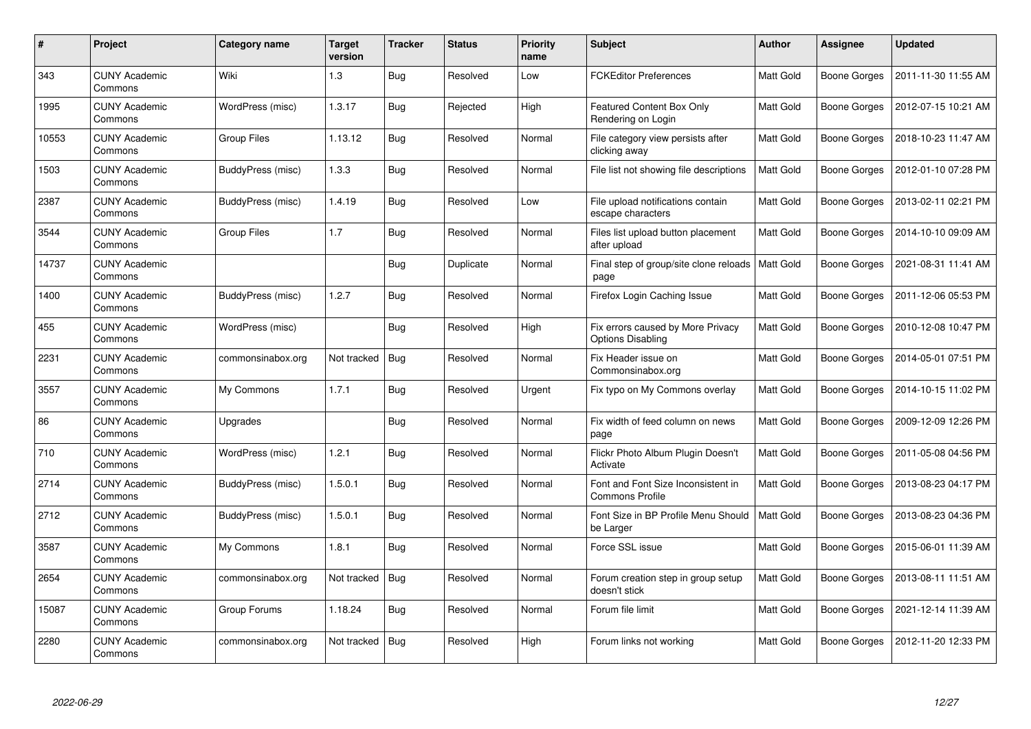| # | Project | Category name | Target version | Tracker | Status | Priority name | Subject | Author | Assignee | Updated |
|---|---|---|---|---|---|---|---|---|---|---|
| 343 | CUNY Academic Commons | Wiki | 1.3 | Bug | Resolved | Low | FCKEditor Preferences | Matt Gold | Boone Gorges | 2011-11-30 11:55 AM |
| 1995 | CUNY Academic Commons | WordPress (misc) | 1.3.17 | Bug | Rejected | High | Featured Content Box Only Rendering on Login | Matt Gold | Boone Gorges | 2012-07-15 10:21 AM |
| 10553 | CUNY Academic Commons | Group Files | 1.13.12 | Bug | Resolved | Normal | File category view persists after clicking away | Matt Gold | Boone Gorges | 2018-10-23 11:47 AM |
| 1503 | CUNY Academic Commons | BuddyPress (misc) | 1.3.3 | Bug | Resolved | Normal | File list not showing file descriptions | Matt Gold | Boone Gorges | 2012-01-10 07:28 PM |
| 2387 | CUNY Academic Commons | BuddyPress (misc) | 1.4.19 | Bug | Resolved | Low | File upload notifications contain escape characters | Matt Gold | Boone Gorges | 2013-02-11 02:21 PM |
| 3544 | CUNY Academic Commons | Group Files | 1.7 | Bug | Resolved | Normal | Files list upload button placement after upload | Matt Gold | Boone Gorges | 2014-10-10 09:09 AM |
| 14737 | CUNY Academic Commons | | | Bug | Duplicate | Normal | Final step of group/site clone reloads page | Matt Gold | Boone Gorges | 2021-08-31 11:41 AM |
| 1400 | CUNY Academic Commons | BuddyPress (misc) | 1.2.7 | Bug | Resolved | Normal | Firefox Login Caching Issue | Matt Gold | Boone Gorges | 2011-12-06 05:53 PM |
| 455 | CUNY Academic Commons | WordPress (misc) | | Bug | Resolved | High | Fix errors caused by More Privacy Options Disabling | Matt Gold | Boone Gorges | 2010-12-08 10:47 PM |
| 2231 | CUNY Academic Commons | commonsinabox.org | Not tracked | Bug | Resolved | Normal | Fix Header issue on Commonsinabox.org | Matt Gold | Boone Gorges | 2014-05-01 07:51 PM |
| 3557 | CUNY Academic Commons | My Commons | 1.7.1 | Bug | Resolved | Urgent | Fix typo on My Commons overlay | Matt Gold | Boone Gorges | 2014-10-15 11:02 PM |
| 86 | CUNY Academic Commons | Upgrades | | Bug | Resolved | Normal | Fix width of feed column on news page | Matt Gold | Boone Gorges | 2009-12-09 12:26 PM |
| 710 | CUNY Academic Commons | WordPress (misc) | 1.2.1 | Bug | Resolved | Normal | Flickr Photo Album Plugin Doesn't Activate | Matt Gold | Boone Gorges | 2011-05-08 04:56 PM |
| 2714 | CUNY Academic Commons | BuddyPress (misc) | 1.5.0.1 | Bug | Resolved | Normal | Font and Font Size Inconsistent in Commons Profile | Matt Gold | Boone Gorges | 2013-08-23 04:17 PM |
| 2712 | CUNY Academic Commons | BuddyPress (misc) | 1.5.0.1 | Bug | Resolved | Normal | Font Size in BP Profile Menu Should be Larger | Matt Gold | Boone Gorges | 2013-08-23 04:36 PM |
| 3587 | CUNY Academic Commons | My Commons | 1.8.1 | Bug | Resolved | Normal | Force SSL issue | Matt Gold | Boone Gorges | 2015-06-01 11:39 AM |
| 2654 | CUNY Academic Commons | commonsinabox.org | Not tracked | Bug | Resolved | Normal | Forum creation step in group setup doesn't stick | Matt Gold | Boone Gorges | 2013-08-11 11:51 AM |
| 15087 | CUNY Academic Commons | Group Forums | 1.18.24 | Bug | Resolved | Normal | Forum file limit | Matt Gold | Boone Gorges | 2021-12-14 11:39 AM |
| 2280 | CUNY Academic Commons | commonsinabox.org | Not tracked | Bug | Resolved | High | Forum links not working | Matt Gold | Boone Gorges | 2012-11-20 12:33 PM |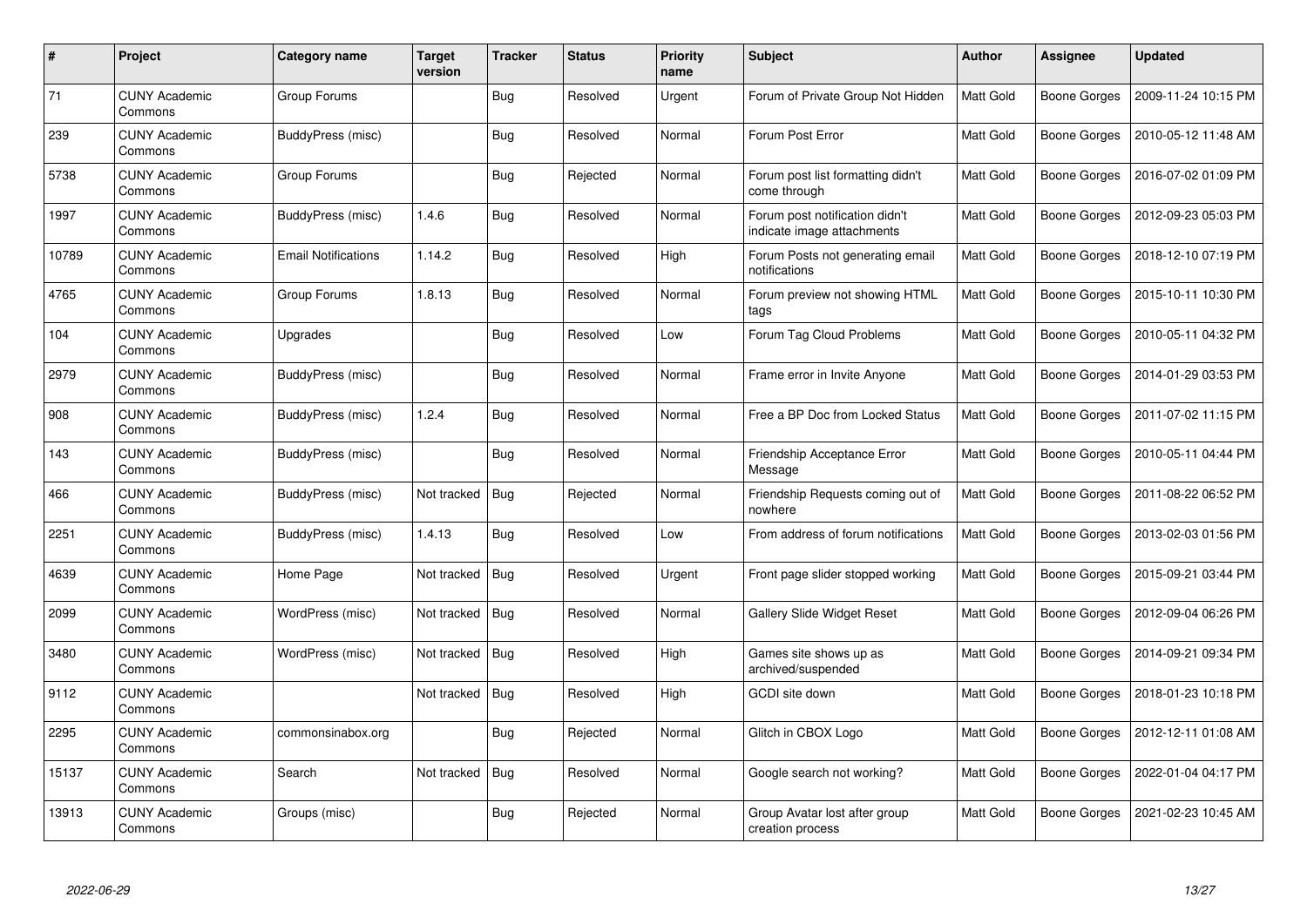| # | Project | Category name | Target version | Tracker | Status | Priority name | Subject | Author | Assignee | Updated |
|---|---|---|---|---|---|---|---|---|---|---|
| 71 | CUNY Academic Commons | Group Forums | | Bug | Resolved | Urgent | Forum of Private Group Not Hidden | Matt Gold | Boone Gorges | 2009-11-24 10:15 PM |
| 239 | CUNY Academic Commons | BuddyPress (misc) | | Bug | Resolved | Normal | Forum Post Error | Matt Gold | Boone Gorges | 2010-05-12 11:48 AM |
| 5738 | CUNY Academic Commons | Group Forums | | Bug | Rejected | Normal | Forum post list formatting didn't come through | Matt Gold | Boone Gorges | 2016-07-02 01:09 PM |
| 1997 | CUNY Academic Commons | BuddyPress (misc) | 1.4.6 | Bug | Resolved | Normal | Forum post notification didn't indicate image attachments | Matt Gold | Boone Gorges | 2012-09-23 05:03 PM |
| 10789 | CUNY Academic Commons | Email Notifications | 1.14.2 | Bug | Resolved | High | Forum Posts not generating email notifications | Matt Gold | Boone Gorges | 2018-12-10 07:19 PM |
| 4765 | CUNY Academic Commons | Group Forums | 1.8.13 | Bug | Resolved | Normal | Forum preview not showing HTML tags | Matt Gold | Boone Gorges | 2015-10-11 10:30 PM |
| 104 | CUNY Academic Commons | Upgrades | | Bug | Resolved | Low | Forum Tag Cloud Problems | Matt Gold | Boone Gorges | 2010-05-11 04:32 PM |
| 2979 | CUNY Academic Commons | BuddyPress (misc) | | Bug | Resolved | Normal | Frame error in Invite Anyone | Matt Gold | Boone Gorges | 2014-01-29 03:53 PM |
| 908 | CUNY Academic Commons | BuddyPress (misc) | 1.2.4 | Bug | Resolved | Normal | Free a BP Doc from Locked Status | Matt Gold | Boone Gorges | 2011-07-02 11:15 PM |
| 143 | CUNY Academic Commons | BuddyPress (misc) | | Bug | Resolved | Normal | Friendship Acceptance Error Message | Matt Gold | Boone Gorges | 2010-05-11 04:44 PM |
| 466 | CUNY Academic Commons | BuddyPress (misc) | Not tracked | Bug | Rejected | Normal | Friendship Requests coming out of nowhere | Matt Gold | Boone Gorges | 2011-08-22 06:52 PM |
| 2251 | CUNY Academic Commons | BuddyPress (misc) | 1.4.13 | Bug | Resolved | Low | From address of forum notifications | Matt Gold | Boone Gorges | 2013-02-03 01:56 PM |
| 4639 | CUNY Academic Commons | Home Page | Not tracked | Bug | Resolved | Urgent | Front page slider stopped working | Matt Gold | Boone Gorges | 2015-09-21 03:44 PM |
| 2099 | CUNY Academic Commons | WordPress (misc) | Not tracked | Bug | Resolved | Normal | Gallery Slide Widget Reset | Matt Gold | Boone Gorges | 2012-09-04 06:26 PM |
| 3480 | CUNY Academic Commons | WordPress (misc) | Not tracked | Bug | Resolved | High | Games site shows up as archived/suspended | Matt Gold | Boone Gorges | 2014-09-21 09:34 PM |
| 9112 | CUNY Academic Commons | | Not tracked | Bug | Resolved | High | GCDI site down | Matt Gold | Boone Gorges | 2018-01-23 10:18 PM |
| 2295 | CUNY Academic Commons | commonsinabox.org | | Bug | Rejected | Normal | Glitch in CBOX Logo | Matt Gold | Boone Gorges | 2012-12-11 01:08 AM |
| 15137 | CUNY Academic Commons | Search | Not tracked | Bug | Resolved | Normal | Google search not working? | Matt Gold | Boone Gorges | 2022-01-04 04:17 PM |
| 13913 | CUNY Academic Commons | Groups (misc) | | Bug | Rejected | Normal | Group Avatar lost after group creation process | Matt Gold | Boone Gorges | 2021-02-23 10:45 AM |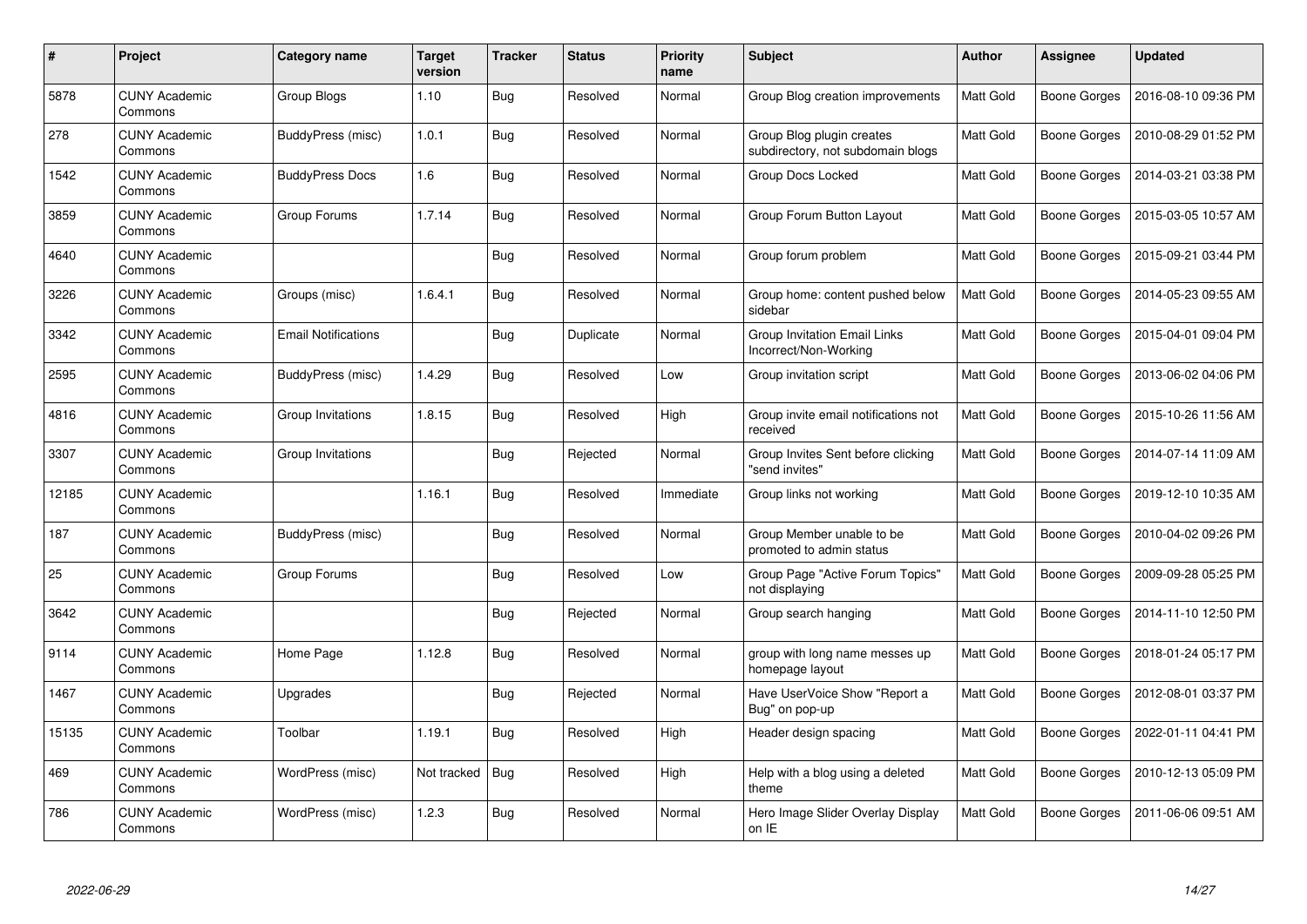| # | Project | Category name | Target version | Tracker | Status | Priority name | Subject | Author | Assignee | Updated |
|---|---|---|---|---|---|---|---|---|---|---|
| 5878 | CUNY Academic Commons | Group Blogs | 1.10 | Bug | Resolved | Normal | Group Blog creation improvements | Matt Gold | Boone Gorges | 2016-08-10 09:36 PM |
| 278 | CUNY Academic Commons | BuddyPress (misc) | 1.0.1 | Bug | Resolved | Normal | Group Blog plugin creates subdirectory, not subdomain blogs | Matt Gold | Boone Gorges | 2010-08-29 01:52 PM |
| 1542 | CUNY Academic Commons | BuddyPress Docs | 1.6 | Bug | Resolved | Normal | Group Docs Locked | Matt Gold | Boone Gorges | 2014-03-21 03:38 PM |
| 3859 | CUNY Academic Commons | Group Forums | 1.7.14 | Bug | Resolved | Normal | Group Forum Button Layout | Matt Gold | Boone Gorges | 2015-03-05 10:57 AM |
| 4640 | CUNY Academic Commons | | | Bug | Resolved | Normal | Group forum problem | Matt Gold | Boone Gorges | 2015-09-21 03:44 PM |
| 3226 | CUNY Academic Commons | Groups (misc) | 1.6.4.1 | Bug | Resolved | Normal | Group home: content pushed below sidebar | Matt Gold | Boone Gorges | 2014-05-23 09:55 AM |
| 3342 | CUNY Academic Commons | Email Notifications | | Bug | Duplicate | Normal | Group Invitation Email Links Incorrect/Non-Working | Matt Gold | Boone Gorges | 2015-04-01 09:04 PM |
| 2595 | CUNY Academic Commons | BuddyPress (misc) | 1.4.29 | Bug | Resolved | Low | Group invitation script | Matt Gold | Boone Gorges | 2013-06-02 04:06 PM |
| 4816 | CUNY Academic Commons | Group Invitations | 1.8.15 | Bug | Resolved | High | Group invite email notifications not received | Matt Gold | Boone Gorges | 2015-10-26 11:56 AM |
| 3307 | CUNY Academic Commons | Group Invitations | | Bug | Rejected | Normal | Group Invites Sent before clicking "send invites" | Matt Gold | Boone Gorges | 2014-07-14 11:09 AM |
| 12185 | CUNY Academic Commons | | 1.16.1 | Bug | Resolved | Immediate | Group links not working | Matt Gold | Boone Gorges | 2019-12-10 10:35 AM |
| 187 | CUNY Academic Commons | BuddyPress (misc) | | Bug | Resolved | Normal | Group Member unable to be promoted to admin status | Matt Gold | Boone Gorges | 2010-04-02 09:26 PM |
| 25 | CUNY Academic Commons | Group Forums | | Bug | Resolved | Low | Group Page "Active Forum Topics" not displaying | Matt Gold | Boone Gorges | 2009-09-28 05:25 PM |
| 3642 | CUNY Academic Commons | | | Bug | Rejected | Normal | Group search hanging | Matt Gold | Boone Gorges | 2014-11-10 12:50 PM |
| 9114 | CUNY Academic Commons | Home Page | 1.12.8 | Bug | Resolved | Normal | group with long name messes up homepage layout | Matt Gold | Boone Gorges | 2018-01-24 05:17 PM |
| 1467 | CUNY Academic Commons | Upgrades | | Bug | Rejected | Normal | Have UserVoice Show "Report a Bug" on pop-up | Matt Gold | Boone Gorges | 2012-08-01 03:37 PM |
| 15135 | CUNY Academic Commons | Toolbar | 1.19.1 | Bug | Resolved | High | Header design spacing | Matt Gold | Boone Gorges | 2022-01-11 04:41 PM |
| 469 | CUNY Academic Commons | WordPress (misc) | Not tracked | Bug | Resolved | High | Help with a blog using a deleted theme | Matt Gold | Boone Gorges | 2010-12-13 05:09 PM |
| 786 | CUNY Academic Commons | WordPress (misc) | 1.2.3 | Bug | Resolved | Normal | Hero Image Slider Overlay Display on IE | Matt Gold | Boone Gorges | 2011-06-06 09:51 AM |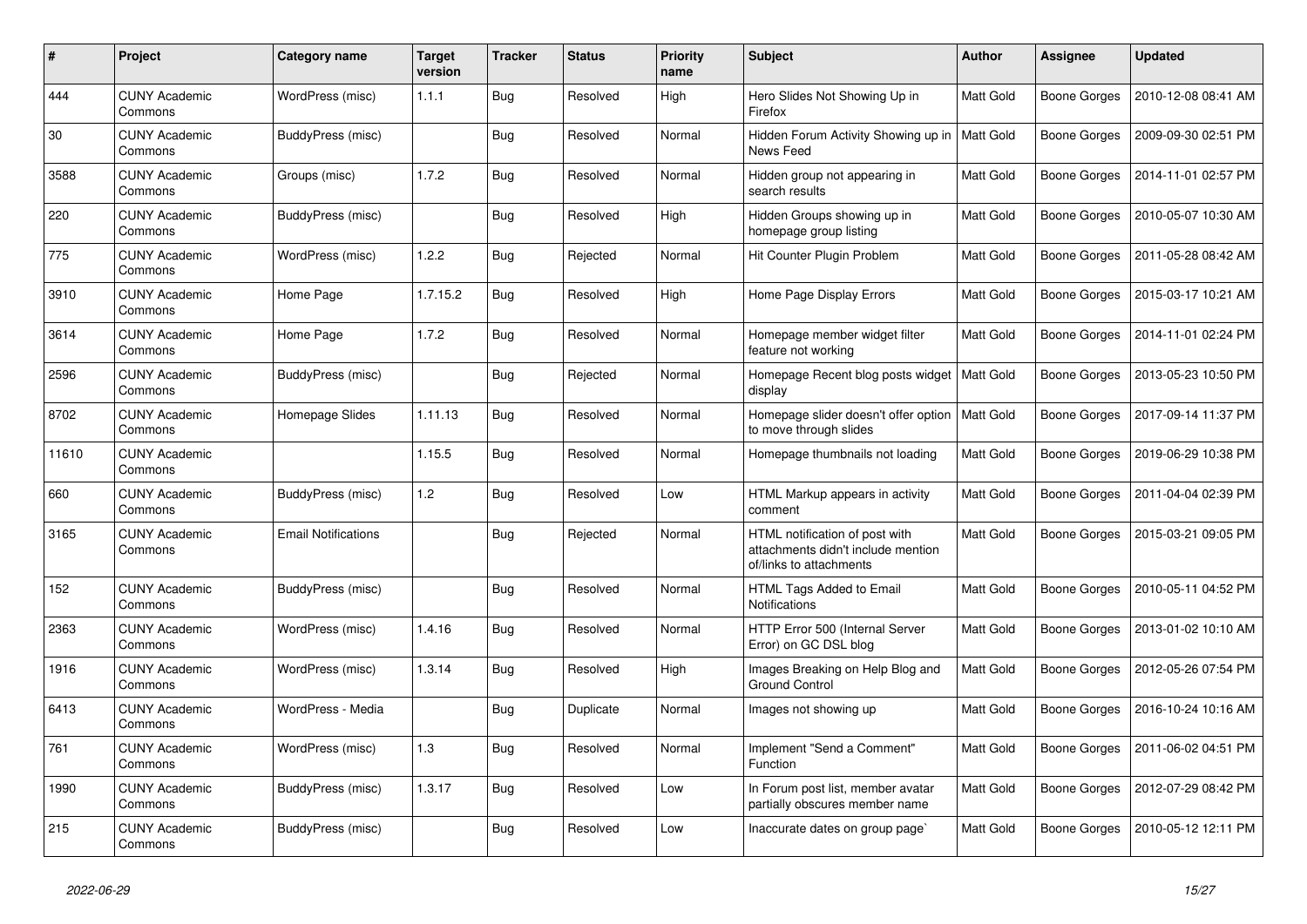| # | Project | Category name | Target version | Tracker | Status | Priority name | Subject | Author | Assignee | Updated |
|---|---|---|---|---|---|---|---|---|---|---|
| 444 | CUNY Academic Commons | WordPress (misc) | 1.1.1 | Bug | Resolved | High | Hero Slides Not Showing Up in Firefox | Matt Gold | Boone Gorges | 2010-12-08 08:41 AM |
| 30 | CUNY Academic Commons | BuddyPress (misc) | | Bug | Resolved | Normal | Hidden Forum Activity Showing up in News Feed | Matt Gold | Boone Gorges | 2009-09-30 02:51 PM |
| 3588 | CUNY Academic Commons | Groups (misc) | 1.7.2 | Bug | Resolved | Normal | Hidden group not appearing in search results | Matt Gold | Boone Gorges | 2014-11-01 02:57 PM |
| 220 | CUNY Academic Commons | BuddyPress (misc) | | Bug | Resolved | High | Hidden Groups showing up in homepage group listing | Matt Gold | Boone Gorges | 2010-05-07 10:30 AM |
| 775 | CUNY Academic Commons | WordPress (misc) | 1.2.2 | Bug | Rejected | Normal | Hit Counter Plugin Problem | Matt Gold | Boone Gorges | 2011-05-28 08:42 AM |
| 3910 | CUNY Academic Commons | Home Page | 1.7.15.2 | Bug | Resolved | High | Home Page Display Errors | Matt Gold | Boone Gorges | 2015-03-17 10:21 AM |
| 3614 | CUNY Academic Commons | Home Page | 1.7.2 | Bug | Resolved | Normal | Homepage member widget filter feature not working | Matt Gold | Boone Gorges | 2014-11-01 02:24 PM |
| 2596 | CUNY Academic Commons | BuddyPress (misc) | | Bug | Rejected | Normal | Homepage Recent blog posts widget display | Matt Gold | Boone Gorges | 2013-05-23 10:50 PM |
| 8702 | CUNY Academic Commons | Homepage Slides | 1.11.13 | Bug | Resolved | Normal | Homepage slider doesn't offer option to move through slides | Matt Gold | Boone Gorges | 2017-09-14 11:37 PM |
| 11610 | CUNY Academic Commons | | 1.15.5 | Bug | Resolved | Normal | Homepage thumbnails not loading | Matt Gold | Boone Gorges | 2019-06-29 10:38 PM |
| 660 | CUNY Academic Commons | BuddyPress (misc) | 1.2 | Bug | Resolved | Low | HTML Markup appears in activity comment | Matt Gold | Boone Gorges | 2011-04-04 02:39 PM |
| 3165 | CUNY Academic Commons | Email Notifications | | Bug | Rejected | Normal | HTML notification of post with attachments didn't include mention of/links to attachments | Matt Gold | Boone Gorges | 2015-03-21 09:05 PM |
| 152 | CUNY Academic Commons | BuddyPress (misc) | | Bug | Resolved | Normal | HTML Tags Added to Email Notifications | Matt Gold | Boone Gorges | 2010-05-11 04:52 PM |
| 2363 | CUNY Academic Commons | WordPress (misc) | 1.4.16 | Bug | Resolved | Normal | HTTP Error 500 (Internal Server Error) on GC DSL blog | Matt Gold | Boone Gorges | 2013-01-02 10:10 AM |
| 1916 | CUNY Academic Commons | WordPress (misc) | 1.3.14 | Bug | Resolved | High | Images Breaking on Help Blog and Ground Control | Matt Gold | Boone Gorges | 2012-05-26 07:54 PM |
| 6413 | CUNY Academic Commons | WordPress - Media | | Bug | Duplicate | Normal | Images not showing up | Matt Gold | Boone Gorges | 2016-10-24 10:16 AM |
| 761 | CUNY Academic Commons | WordPress (misc) | 1.3 | Bug | Resolved | Normal | Implement "Send a Comment" Function | Matt Gold | Boone Gorges | 2011-06-02 04:51 PM |
| 1990 | CUNY Academic Commons | BuddyPress (misc) | 1.3.17 | Bug | Resolved | Low | In Forum post list, member avatar partially obscures member name | Matt Gold | Boone Gorges | 2012-07-29 08:42 PM |
| 215 | CUNY Academic Commons | BuddyPress (misc) | | Bug | Resolved | Low | Inaccurate dates on group page` | Matt Gold | Boone Gorges | 2010-05-12 12:11 PM |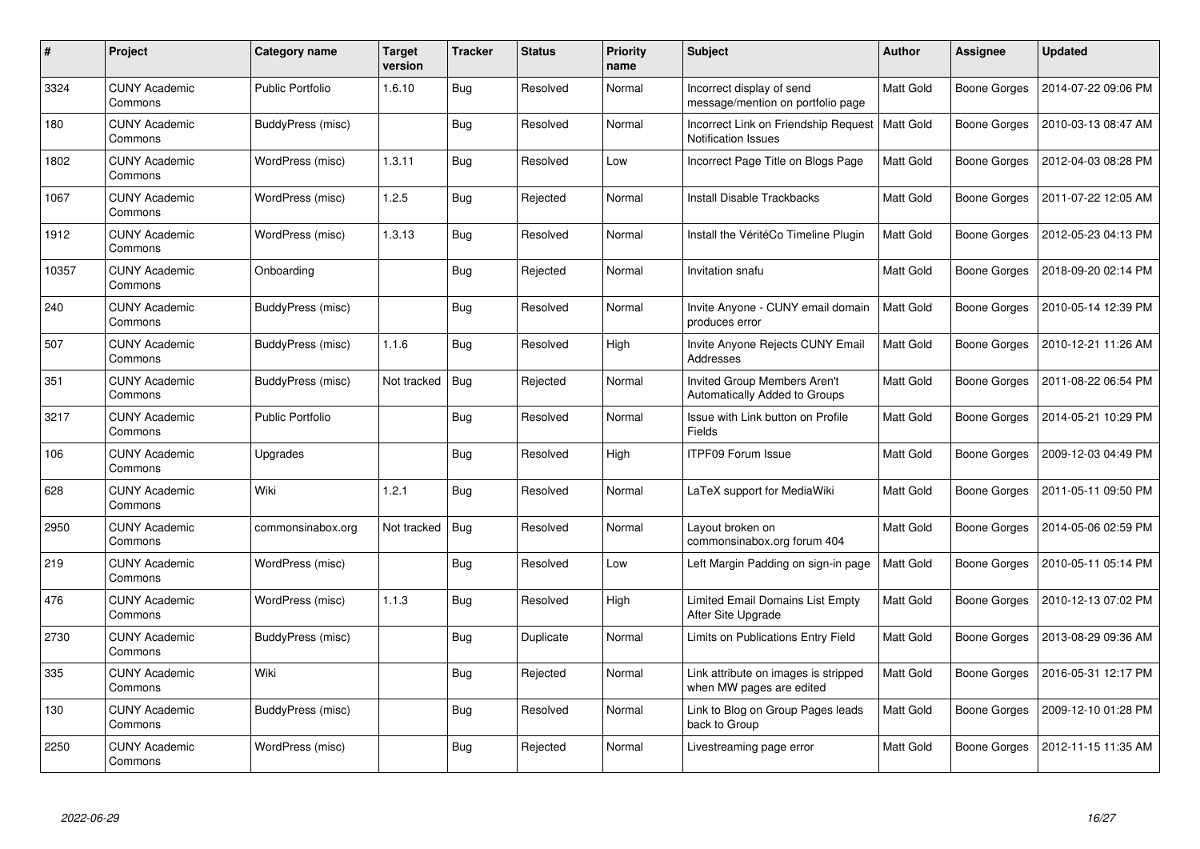| # | Project | Category name | Target version | Tracker | Status | Priority name | Subject | Author | Assignee | Updated |
|---|---|---|---|---|---|---|---|---|---|---|
| 3324 | CUNY Academic Commons | Public Portfolio | 1.6.10 | Bug | Resolved | Normal | Incorrect display of send message/mention on portfolio page | Matt Gold | Boone Gorges | 2014-07-22 09:06 PM |
| 180 | CUNY Academic Commons | BuddyPress (misc) | | Bug | Resolved | Normal | Incorrect Link on Friendship Request Notification Issues | Matt Gold | Boone Gorges | 2010-03-13 08:47 AM |
| 1802 | CUNY Academic Commons | WordPress (misc) | 1.3.11 | Bug | Resolved | Low | Incorrect Page Title on Blogs Page | Matt Gold | Boone Gorges | 2012-04-03 08:28 PM |
| 1067 | CUNY Academic Commons | WordPress (misc) | 1.2.5 | Bug | Rejected | Normal | Install Disable Trackbacks | Matt Gold | Boone Gorges | 2011-07-22 12:05 AM |
| 1912 | CUNY Academic Commons | WordPress (misc) | 1.3.13 | Bug | Resolved | Normal | Install the VéritéCo Timeline Plugin | Matt Gold | Boone Gorges | 2012-05-23 04:13 PM |
| 10357 | CUNY Academic Commons | Onboarding | | Bug | Rejected | Normal | Invitation snafu | Matt Gold | Boone Gorges | 2018-09-20 02:14 PM |
| 240 | CUNY Academic Commons | BuddyPress (misc) | | Bug | Resolved | Normal | Invite Anyone - CUNY email domain produces error | Matt Gold | Boone Gorges | 2010-05-14 12:39 PM |
| 507 | CUNY Academic Commons | BuddyPress (misc) | 1.1.6 | Bug | Resolved | High | Invite Anyone Rejects CUNY Email Addresses | Matt Gold | Boone Gorges | 2010-12-21 11:26 AM |
| 351 | CUNY Academic Commons | BuddyPress (misc) | Not tracked | Bug | Rejected | Normal | Invited Group Members Aren't Automatically Added to Groups | Matt Gold | Boone Gorges | 2011-08-22 06:54 PM |
| 3217 | CUNY Academic Commons | Public Portfolio | | Bug | Resolved | Normal | Issue with Link button on Profile Fields | Matt Gold | Boone Gorges | 2014-05-21 10:29 PM |
| 106 | CUNY Academic Commons | Upgrades | | Bug | Resolved | High | ITPF09 Forum Issue | Matt Gold | Boone Gorges | 2009-12-03 04:49 PM |
| 628 | CUNY Academic Commons | Wiki | 1.2.1 | Bug | Resolved | Normal | LaTeX support for MediaWiki | Matt Gold | Boone Gorges | 2011-05-11 09:50 PM |
| 2950 | CUNY Academic Commons | commonsinabox.org | Not tracked | Bug | Resolved | Normal | Layout broken on commonsinabox.org forum 404 | Matt Gold | Boone Gorges | 2014-05-06 02:59 PM |
| 219 | CUNY Academic Commons | WordPress (misc) | | Bug | Resolved | Low | Left Margin Padding on sign-in page | Matt Gold | Boone Gorges | 2010-05-11 05:14 PM |
| 476 | CUNY Academic Commons | WordPress (misc) | 1.1.3 | Bug | Resolved | High | Limited Email Domains List Empty After Site Upgrade | Matt Gold | Boone Gorges | 2010-12-13 07:02 PM |
| 2730 | CUNY Academic Commons | BuddyPress (misc) | | Bug | Duplicate | Normal | Limits on Publications Entry Field | Matt Gold | Boone Gorges | 2013-08-29 09:36 AM |
| 335 | CUNY Academic Commons | Wiki | | Bug | Rejected | Normal | Link attribute on images is stripped when MW pages are edited | Matt Gold | Boone Gorges | 2016-05-31 12:17 PM |
| 130 | CUNY Academic Commons | BuddyPress (misc) | | Bug | Resolved | Normal | Link to Blog on Group Pages leads back to Group | Matt Gold | Boone Gorges | 2009-12-10 01:28 PM |
| 2250 | CUNY Academic Commons | WordPress (misc) | | Bug | Rejected | Normal | Livestreaming page error | Matt Gold | Boone Gorges | 2012-11-15 11:35 AM |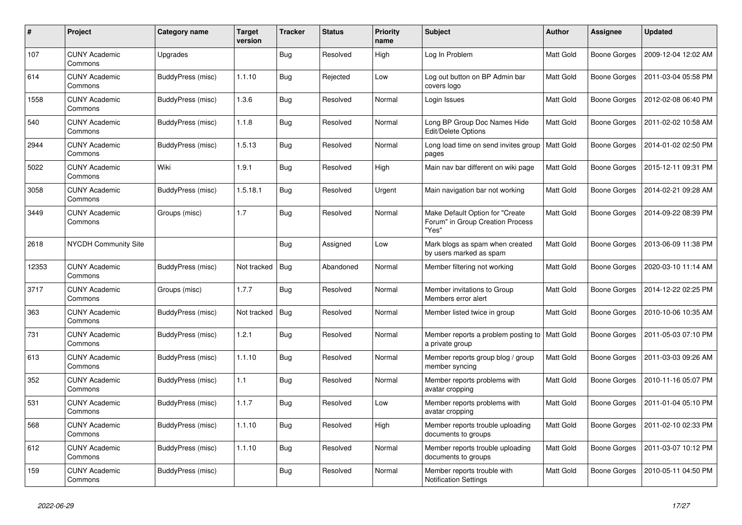| # | Project | Category name | Target version | Tracker | Status | Priority name | Subject | Author | Assignee | Updated |
|---|---|---|---|---|---|---|---|---|---|---|
| 107 | CUNY Academic Commons | Upgrades | | Bug | Resolved | High | Log In Problem | Matt Gold | Boone Gorges | 2009-12-04 12:02 AM |
| 614 | CUNY Academic Commons | BuddyPress (misc) | 1.1.10 | Bug | Rejected | Low | Log out button on BP Admin bar covers logo | Matt Gold | Boone Gorges | 2011-03-04 05:58 PM |
| 1558 | CUNY Academic Commons | BuddyPress (misc) | 1.3.6 | Bug | Resolved | Normal | Login Issues | Matt Gold | Boone Gorges | 2012-02-08 06:40 PM |
| 540 | CUNY Academic Commons | BuddyPress (misc) | 1.1.8 | Bug | Resolved | Normal | Long BP Group Doc Names Hide Edit/Delete Options | Matt Gold | Boone Gorges | 2011-02-02 10:58 AM |
| 2944 | CUNY Academic Commons | BuddyPress (misc) | 1.5.13 | Bug | Resolved | Normal | Long load time on send invites group pages | Matt Gold | Boone Gorges | 2014-01-02 02:50 PM |
| 5022 | CUNY Academic Commons | Wiki | 1.9.1 | Bug | Resolved | High | Main nav bar different on wiki page | Matt Gold | Boone Gorges | 2015-12-11 09:31 PM |
| 3058 | CUNY Academic Commons | BuddyPress (misc) | 1.5.18.1 | Bug | Resolved | Urgent | Main navigation bar not working | Matt Gold | Boone Gorges | 2014-02-21 09:28 AM |
| 3449 | CUNY Academic Commons | Groups (misc) | 1.7 | Bug | Resolved | Normal | Make Default Option for "Create Forum" in Group Creation Process "Yes" | Matt Gold | Boone Gorges | 2014-09-22 08:39 PM |
| 2618 | NYCDH Community Site | | | Bug | Assigned | Low | Mark blogs as spam when created by users marked as spam | Matt Gold | Boone Gorges | 2013-06-09 11:38 PM |
| 12353 | CUNY Academic Commons | BuddyPress (misc) | Not tracked | Bug | Abandoned | Normal | Member filtering not working | Matt Gold | Boone Gorges | 2020-03-10 11:14 AM |
| 3717 | CUNY Academic Commons | Groups (misc) | 1.7.7 | Bug | Resolved | Normal | Member invitations to Group Members error alert | Matt Gold | Boone Gorges | 2014-12-22 02:25 PM |
| 363 | CUNY Academic Commons | BuddyPress (misc) | Not tracked | Bug | Resolved | Normal | Member listed twice in group | Matt Gold | Boone Gorges | 2010-10-06 10:35 AM |
| 731 | CUNY Academic Commons | BuddyPress (misc) | 1.2.1 | Bug | Resolved | Normal | Member reports a problem posting to a private group | Matt Gold | Boone Gorges | 2011-05-03 07:10 PM |
| 613 | CUNY Academic Commons | BuddyPress (misc) | 1.1.10 | Bug | Resolved | Normal | Member reports group blog / group member syncing | Matt Gold | Boone Gorges | 2011-03-03 09:26 AM |
| 352 | CUNY Academic Commons | BuddyPress (misc) | 1.1 | Bug | Resolved | Normal | Member reports problems with avatar cropping | Matt Gold | Boone Gorges | 2010-11-16 05:07 PM |
| 531 | CUNY Academic Commons | BuddyPress (misc) | 1.1.7 | Bug | Resolved | Low | Member reports problems with avatar cropping | Matt Gold | Boone Gorges | 2011-01-04 05:10 PM |
| 568 | CUNY Academic Commons | BuddyPress (misc) | 1.1.10 | Bug | Resolved | High | Member reports trouble uploading documents to groups | Matt Gold | Boone Gorges | 2011-02-10 02:33 PM |
| 612 | CUNY Academic Commons | BuddyPress (misc) | 1.1.10 | Bug | Resolved | Normal | Member reports trouble uploading documents to groups | Matt Gold | Boone Gorges | 2011-03-07 10:12 PM |
| 159 | CUNY Academic Commons | BuddyPress (misc) | | Bug | Resolved | Normal | Member reports trouble with Notification Settings | Matt Gold | Boone Gorges | 2010-05-11 04:50 PM |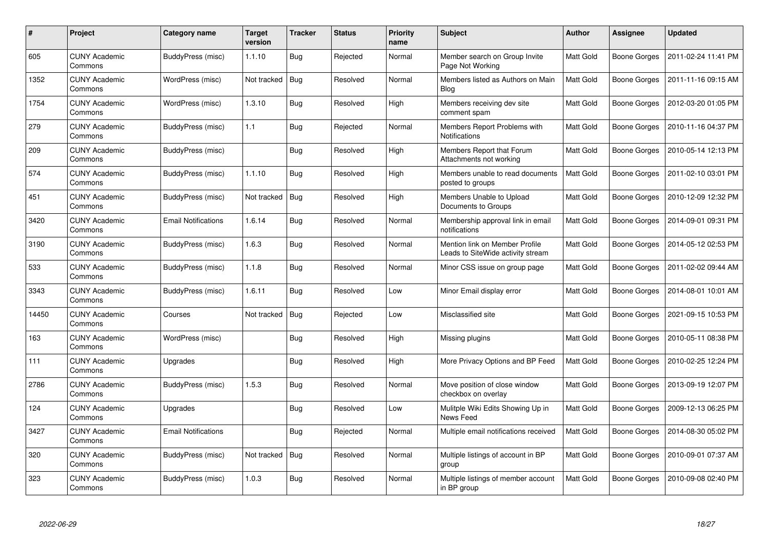| # | Project | Category name | Target version | Tracker | Status | Priority name | Subject | Author | Assignee | Updated |
|---|---|---|---|---|---|---|---|---|---|---|
| 605 | CUNY Academic Commons | BuddyPress (misc) | 1.1.10 | Bug | Rejected | Normal | Member search on Group Invite Page Not Working | Matt Gold | Boone Gorges | 2011-02-24 11:41 PM |
| 1352 | CUNY Academic Commons | WordPress (misc) | Not tracked | Bug | Resolved | Normal | Members listed as Authors on Main Blog | Matt Gold | Boone Gorges | 2011-11-16 09:15 AM |
| 1754 | CUNY Academic Commons | WordPress (misc) | 1.3.10 | Bug | Resolved | High | Members receiving dev site comment spam | Matt Gold | Boone Gorges | 2012-03-20 01:05 PM |
| 279 | CUNY Academic Commons | BuddyPress (misc) | 1.1 | Bug | Rejected | Normal | Members Report Problems with Notifications | Matt Gold | Boone Gorges | 2010-11-16 04:37 PM |
| 209 | CUNY Academic Commons | BuddyPress (misc) | | Bug | Resolved | High | Members Report that Forum Attachments not working | Matt Gold | Boone Gorges | 2010-05-14 12:13 PM |
| 574 | CUNY Academic Commons | BuddyPress (misc) | 1.1.10 | Bug | Resolved | High | Members unable to read documents posted to groups | Matt Gold | Boone Gorges | 2011-02-10 03:01 PM |
| 451 | CUNY Academic Commons | BuddyPress (misc) | Not tracked | Bug | Resolved | High | Members Unable to Upload Documents to Groups | Matt Gold | Boone Gorges | 2010-12-09 12:32 PM |
| 3420 | CUNY Academic Commons | Email Notifications | 1.6.14 | Bug | Resolved | Normal | Membership approval link in email notifications | Matt Gold | Boone Gorges | 2014-09-01 09:31 PM |
| 3190 | CUNY Academic Commons | BuddyPress (misc) | 1.6.3 | Bug | Resolved | Normal | Mention link on Member Profile Leads to SiteWide activity stream | Matt Gold | Boone Gorges | 2014-05-12 02:53 PM |
| 533 | CUNY Academic Commons | BuddyPress (misc) | 1.1.8 | Bug | Resolved | Normal | Minor CSS issue on group page | Matt Gold | Boone Gorges | 2011-02-02 09:44 AM |
| 3343 | CUNY Academic Commons | BuddyPress (misc) | 1.6.11 | Bug | Resolved | Low | Minor Email display error | Matt Gold | Boone Gorges | 2014-08-01 10:01 AM |
| 14450 | CUNY Academic Commons | Courses | Not tracked | Bug | Rejected | Low | Misclassified site | Matt Gold | Boone Gorges | 2021-09-15 10:53 PM |
| 163 | CUNY Academic Commons | WordPress (misc) | | Bug | Resolved | High | Missing plugins | Matt Gold | Boone Gorges | 2010-05-11 08:38 PM |
| 111 | CUNY Academic Commons | Upgrades | | Bug | Resolved | High | More Privacy Options and BP Feed | Matt Gold | Boone Gorges | 2010-02-25 12:24 PM |
| 2786 | CUNY Academic Commons | BuddyPress (misc) | 1.5.3 | Bug | Resolved | Normal | Move position of close window checkbox on overlay | Matt Gold | Boone Gorges | 2013-09-19 12:07 PM |
| 124 | CUNY Academic Commons | Upgrades | | Bug | Resolved | Low | Mulitple Wiki Edits Showing Up in News Feed | Matt Gold | Boone Gorges | 2009-12-13 06:25 PM |
| 3427 | CUNY Academic Commons | Email Notifications | | Bug | Rejected | Normal | Multiple email notifications received | Matt Gold | Boone Gorges | 2014-08-30 05:02 PM |
| 320 | CUNY Academic Commons | BuddyPress (misc) | Not tracked | Bug | Resolved | Normal | Multiple listings of account in BP group | Matt Gold | Boone Gorges | 2010-09-01 07:37 AM |
| 323 | CUNY Academic Commons | BuddyPress (misc) | 1.0.3 | Bug | Resolved | Normal | Multiple listings of member account in BP group | Matt Gold | Boone Gorges | 2010-09-08 02:40 PM |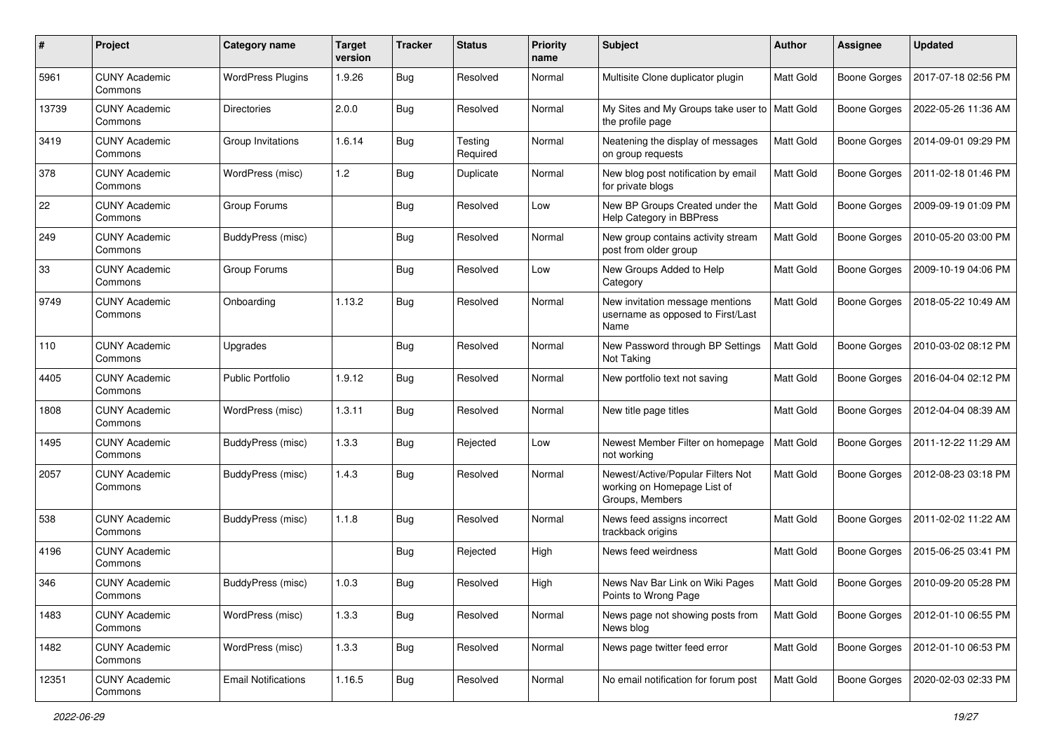| # | Project | Category name | Target version | Tracker | Status | Priority name | Subject | Author | Assignee | Updated |
|---|---|---|---|---|---|---|---|---|---|---|
| 5961 | CUNY Academic Commons | WordPress Plugins | 1.9.26 | Bug | Resolved | Normal | Multisite Clone duplicator plugin | Matt Gold | Boone Gorges | 2017-07-18 02:56 PM |
| 13739 | CUNY Academic Commons | Directories | 2.0.0 | Bug | Resolved | Normal | My Sites and My Groups take user to the profile page | Matt Gold | Boone Gorges | 2022-05-26 11:36 AM |
| 3419 | CUNY Academic Commons | Group Invitations | 1.6.14 | Bug | Testing Required | Normal | Neatening the display of messages on group requests | Matt Gold | Boone Gorges | 2014-09-01 09:29 PM |
| 378 | CUNY Academic Commons | WordPress (misc) | 1.2 | Bug | Duplicate | Normal | New blog post notification by email for private blogs | Matt Gold | Boone Gorges | 2011-02-18 01:46 PM |
| 22 | CUNY Academic Commons | Group Forums | | Bug | Resolved | Low | New BP Groups Created under the Help Category in BBPress | Matt Gold | Boone Gorges | 2009-09-19 01:09 PM |
| 249 | CUNY Academic Commons | BuddyPress (misc) | | Bug | Resolved | Normal | New group contains activity stream post from older group | Matt Gold | Boone Gorges | 2010-05-20 03:00 PM |
| 33 | CUNY Academic Commons | Group Forums | | Bug | Resolved | Low | New Groups Added to Help Category | Matt Gold | Boone Gorges | 2009-10-19 04:06 PM |
| 9749 | CUNY Academic Commons | Onboarding | 1.13.2 | Bug | Resolved | Normal | New invitation message mentions username as opposed to First/Last Name | Matt Gold | Boone Gorges | 2018-05-22 10:49 AM |
| 110 | CUNY Academic Commons | Upgrades | | Bug | Resolved | Normal | New Password through BP Settings Not Taking | Matt Gold | Boone Gorges | 2010-03-02 08:12 PM |
| 4405 | CUNY Academic Commons | Public Portfolio | 1.9.12 | Bug | Resolved | Normal | New portfolio text not saving | Matt Gold | Boone Gorges | 2016-04-04 02:12 PM |
| 1808 | CUNY Academic Commons | WordPress (misc) | 1.3.11 | Bug | Resolved | Normal | New title page titles | Matt Gold | Boone Gorges | 2012-04-04 08:39 AM |
| 1495 | CUNY Academic Commons | BuddyPress (misc) | 1.3.3 | Bug | Rejected | Low | Newest Member Filter on homepage not working | Matt Gold | Boone Gorges | 2011-12-22 11:29 AM |
| 2057 | CUNY Academic Commons | BuddyPress (misc) | 1.4.3 | Bug | Resolved | Normal | Newest/Active/Popular Filters Not working on Homepage List of Groups, Members | Matt Gold | Boone Gorges | 2012-08-23 03:18 PM |
| 538 | CUNY Academic Commons | BuddyPress (misc) | 1.1.8 | Bug | Resolved | Normal | News feed assigns incorrect trackback origins | Matt Gold | Boone Gorges | 2011-02-02 11:22 AM |
| 4196 | CUNY Academic Commons | | | Bug | Rejected | High | News feed weirdness | Matt Gold | Boone Gorges | 2015-06-25 03:41 PM |
| 346 | CUNY Academic Commons | BuddyPress (misc) | 1.0.3 | Bug | Resolved | High | News Nav Bar Link on Wiki Pages Points to Wrong Page | Matt Gold | Boone Gorges | 2010-09-20 05:28 PM |
| 1483 | CUNY Academic Commons | WordPress (misc) | 1.3.3 | Bug | Resolved | Normal | News page not showing posts from News blog | Matt Gold | Boone Gorges | 2012-01-10 06:55 PM |
| 1482 | CUNY Academic Commons | WordPress (misc) | 1.3.3 | Bug | Resolved | Normal | News page twitter feed error | Matt Gold | Boone Gorges | 2012-01-10 06:53 PM |
| 12351 | CUNY Academic Commons | Email Notifications | 1.16.5 | Bug | Resolved | Normal | No email notification for forum post | Matt Gold | Boone Gorges | 2020-02-03 02:33 PM |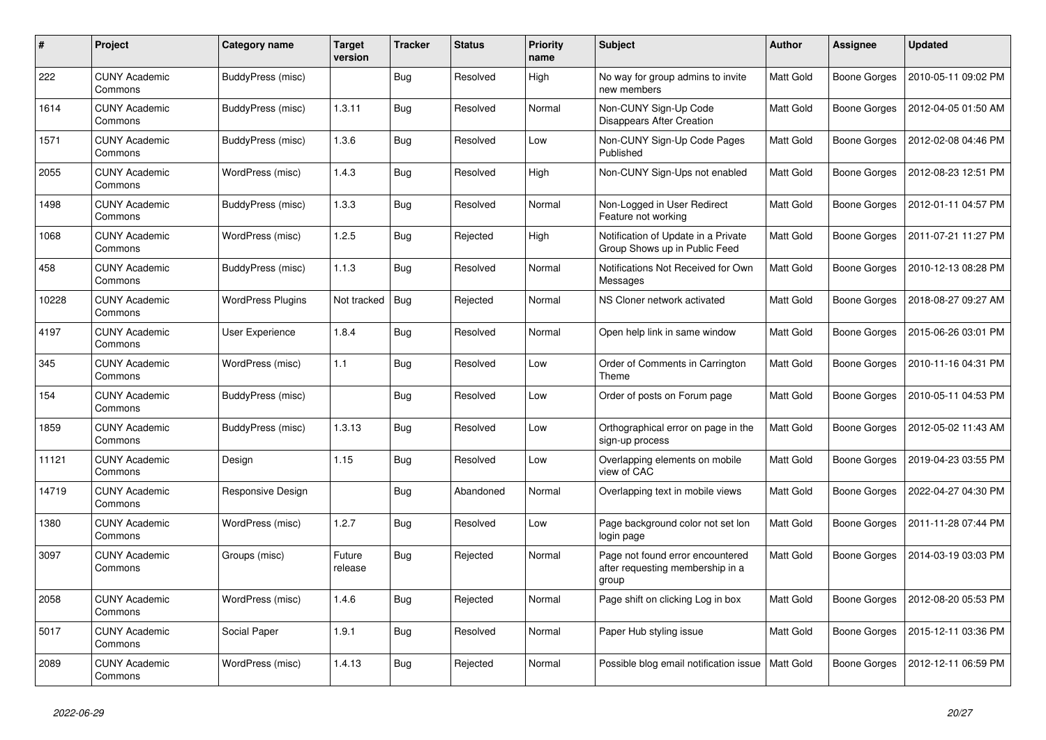| # | Project | Category name | Target version | Tracker | Status | Priority name | Subject | Author | Assignee | Updated |
|---|---|---|---|---|---|---|---|---|---|---|
| 222 | CUNY Academic Commons | BuddyPress (misc) | | Bug | Resolved | High | No way for group admins to invite new members | Matt Gold | Boone Gorges | 2010-05-11 09:02 PM |
| 1614 | CUNY Academic Commons | BuddyPress (misc) | 1.3.11 | Bug | Resolved | Normal | Non-CUNY Sign-Up Code Disappears After Creation | Matt Gold | Boone Gorges | 2012-04-05 01:50 AM |
| 1571 | CUNY Academic Commons | BuddyPress (misc) | 1.3.6 | Bug | Resolved | Low | Non-CUNY Sign-Up Code Pages Published | Matt Gold | Boone Gorges | 2012-02-08 04:46 PM |
| 2055 | CUNY Academic Commons | WordPress (misc) | 1.4.3 | Bug | Resolved | High | Non-CUNY Sign-Ups not enabled | Matt Gold | Boone Gorges | 2012-08-23 12:51 PM |
| 1498 | CUNY Academic Commons | BuddyPress (misc) | 1.3.3 | Bug | Resolved | Normal | Non-Logged in User Redirect Feature not working | Matt Gold | Boone Gorges | 2012-01-11 04:57 PM |
| 1068 | CUNY Academic Commons | WordPress (misc) | 1.2.5 | Bug | Rejected | High | Notification of Update in a Private Group Shows up in Public Feed | Matt Gold | Boone Gorges | 2011-07-21 11:27 PM |
| 458 | CUNY Academic Commons | BuddyPress (misc) | 1.1.3 | Bug | Resolved | Normal | Notifications Not Received for Own Messages | Matt Gold | Boone Gorges | 2010-12-13 08:28 PM |
| 10228 | CUNY Academic Commons | WordPress Plugins | Not tracked | Bug | Rejected | Normal | NS Cloner network activated | Matt Gold | Boone Gorges | 2018-08-27 09:27 AM |
| 4197 | CUNY Academic Commons | User Experience | 1.8.4 | Bug | Resolved | Normal | Open help link in same window | Matt Gold | Boone Gorges | 2015-06-26 03:01 PM |
| 345 | CUNY Academic Commons | WordPress (misc) | 1.1 | Bug | Resolved | Low | Order of Comments in Carrington Theme | Matt Gold | Boone Gorges | 2010-11-16 04:31 PM |
| 154 | CUNY Academic Commons | BuddyPress (misc) | | Bug | Resolved | Low | Order of posts on Forum page | Matt Gold | Boone Gorges | 2010-05-11 04:53 PM |
| 1859 | CUNY Academic Commons | BuddyPress (misc) | 1.3.13 | Bug | Resolved | Low | Orthographical error on page in the sign-up process | Matt Gold | Boone Gorges | 2012-05-02 11:43 AM |
| 11121 | CUNY Academic Commons | Design | 1.15 | Bug | Resolved | Low | Overlapping elements on mobile view of CAC | Matt Gold | Boone Gorges | 2019-04-23 03:55 PM |
| 14719 | CUNY Academic Commons | Responsive Design | | Bug | Abandoned | Normal | Overlapping text in mobile views | Matt Gold | Boone Gorges | 2022-04-27 04:30 PM |
| 1380 | CUNY Academic Commons | WordPress (misc) | 1.2.7 | Bug | Resolved | Low | Page background color not set lon login page | Matt Gold | Boone Gorges | 2011-11-28 07:44 PM |
| 3097 | CUNY Academic Commons | Groups (misc) | Future release | Bug | Rejected | Normal | Page not found error encountered after requesting membership in a group | Matt Gold | Boone Gorges | 2014-03-19 03:03 PM |
| 2058 | CUNY Academic Commons | WordPress (misc) | 1.4.6 | Bug | Rejected | Normal | Page shift on clicking Log in box | Matt Gold | Boone Gorges | 2012-08-20 05:53 PM |
| 5017 | CUNY Academic Commons | Social Paper | 1.9.1 | Bug | Resolved | Normal | Paper Hub styling issue | Matt Gold | Boone Gorges | 2015-12-11 03:36 PM |
| 2089 | CUNY Academic Commons | WordPress (misc) | 1.4.13 | Bug | Rejected | Normal | Possible blog email notification issue | Matt Gold | Boone Gorges | 2012-12-11 06:59 PM |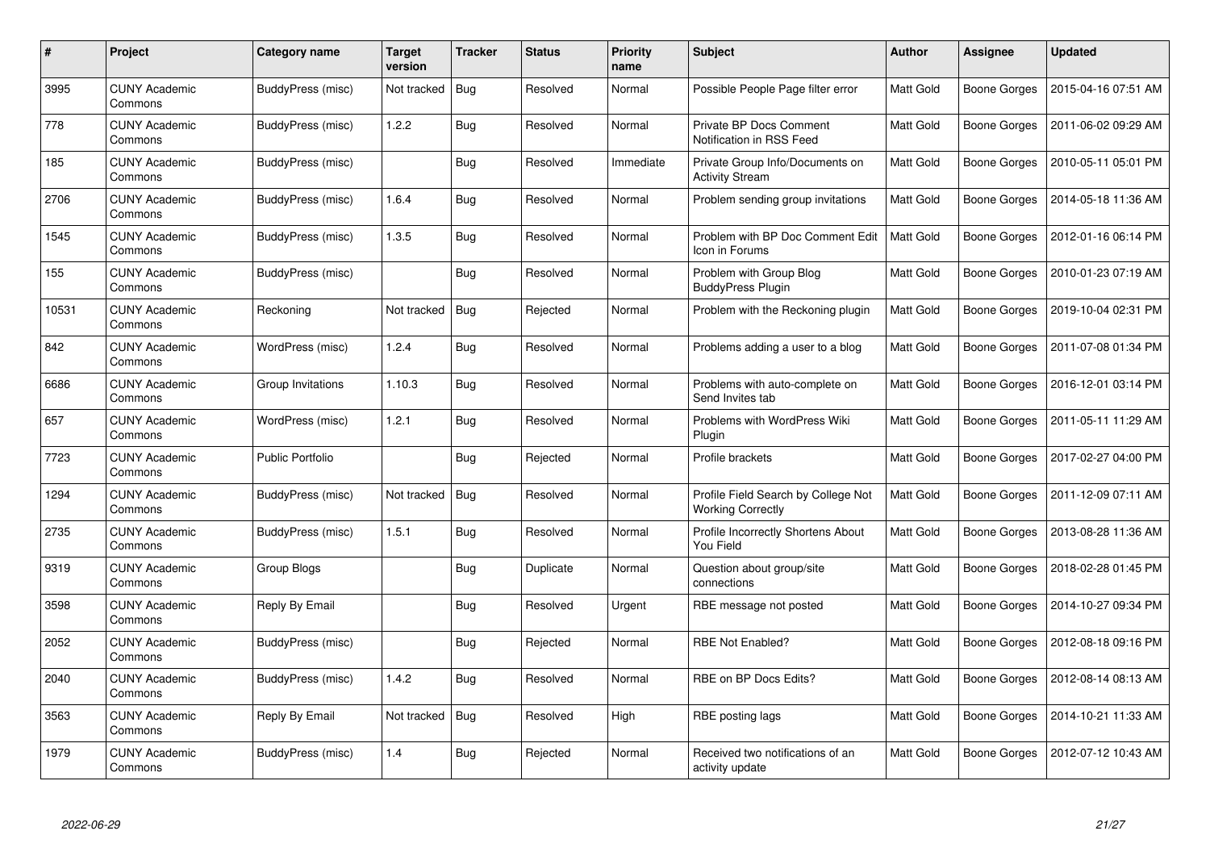| # | Project | Category name | Target version | Tracker | Status | Priority name | Subject | Author | Assignee | Updated |
|---|---|---|---|---|---|---|---|---|---|---|
| 3995 | CUNY Academic Commons | BuddyPress (misc) | Not tracked | Bug | Resolved | Normal | Possible People Page filter error | Matt Gold | Boone Gorges | 2015-04-16 07:51 AM |
| 778 | CUNY Academic Commons | BuddyPress (misc) | 1.2.2 | Bug | Resolved | Normal | Private BP Docs Comment Notification in RSS Feed | Matt Gold | Boone Gorges | 2011-06-02 09:29 AM |
| 185 | CUNY Academic Commons | BuddyPress (misc) | | Bug | Resolved | Immediate | Private Group Info/Documents on Activity Stream | Matt Gold | Boone Gorges | 2010-05-11 05:01 PM |
| 2706 | CUNY Academic Commons | BuddyPress (misc) | 1.6.4 | Bug | Resolved | Normal | Problem sending group invitations | Matt Gold | Boone Gorges | 2014-05-18 11:36 AM |
| 1545 | CUNY Academic Commons | BuddyPress (misc) | 1.3.5 | Bug | Resolved | Normal | Problem with BP Doc Comment Edit Icon in Forums | Matt Gold | Boone Gorges | 2012-01-16 06:14 PM |
| 155 | CUNY Academic Commons | BuddyPress (misc) | | Bug | Resolved | Normal | Problem with Group Blog BuddyPress Plugin | Matt Gold | Boone Gorges | 2010-01-23 07:19 AM |
| 10531 | CUNY Academic Commons | Reckoning | Not tracked | Bug | Rejected | Normal | Problem with the Reckoning plugin | Matt Gold | Boone Gorges | 2019-10-04 02:31 PM |
| 842 | CUNY Academic Commons | WordPress (misc) | 1.2.4 | Bug | Resolved | Normal | Problems adding a user to a blog | Matt Gold | Boone Gorges | 2011-07-08 01:34 PM |
| 6686 | CUNY Academic Commons | Group Invitations | 1.10.3 | Bug | Resolved | Normal | Problems with auto-complete on Send Invites tab | Matt Gold | Boone Gorges | 2016-12-01 03:14 PM |
| 657 | CUNY Academic Commons | WordPress (misc) | 1.2.1 | Bug | Resolved | Normal | Problems with WordPress Wiki Plugin | Matt Gold | Boone Gorges | 2011-05-11 11:29 AM |
| 7723 | CUNY Academic Commons | Public Portfolio | | Bug | Rejected | Normal | Profile brackets | Matt Gold | Boone Gorges | 2017-02-27 04:00 PM |
| 1294 | CUNY Academic Commons | BuddyPress (misc) | Not tracked | Bug | Resolved | Normal | Profile Field Search by College Not Working Correctly | Matt Gold | Boone Gorges | 2011-12-09 07:11 AM |
| 2735 | CUNY Academic Commons | BuddyPress (misc) | 1.5.1 | Bug | Resolved | Normal | Profile Incorrectly Shortens About You Field | Matt Gold | Boone Gorges | 2013-08-28 11:36 AM |
| 9319 | CUNY Academic Commons | Group Blogs | | Bug | Duplicate | Normal | Question about group/site connections | Matt Gold | Boone Gorges | 2018-02-28 01:45 PM |
| 3598 | CUNY Academic Commons | Reply By Email | | Bug | Resolved | Urgent | RBE message not posted | Matt Gold | Boone Gorges | 2014-10-27 09:34 PM |
| 2052 | CUNY Academic Commons | BuddyPress (misc) | | Bug | Rejected | Normal | RBE Not Enabled? | Matt Gold | Boone Gorges | 2012-08-18 09:16 PM |
| 2040 | CUNY Academic Commons | BuddyPress (misc) | 1.4.2 | Bug | Resolved | Normal | RBE on BP Docs Edits? | Matt Gold | Boone Gorges | 2012-08-14 08:13 AM |
| 3563 | CUNY Academic Commons | Reply By Email | Not tracked | Bug | Resolved | High | RBE posting lags | Matt Gold | Boone Gorges | 2014-10-21 11:33 AM |
| 1979 | CUNY Academic Commons | BuddyPress (misc) | 1.4 | Bug | Rejected | Normal | Received two notifications of an activity update | Matt Gold | Boone Gorges | 2012-07-12 10:43 AM |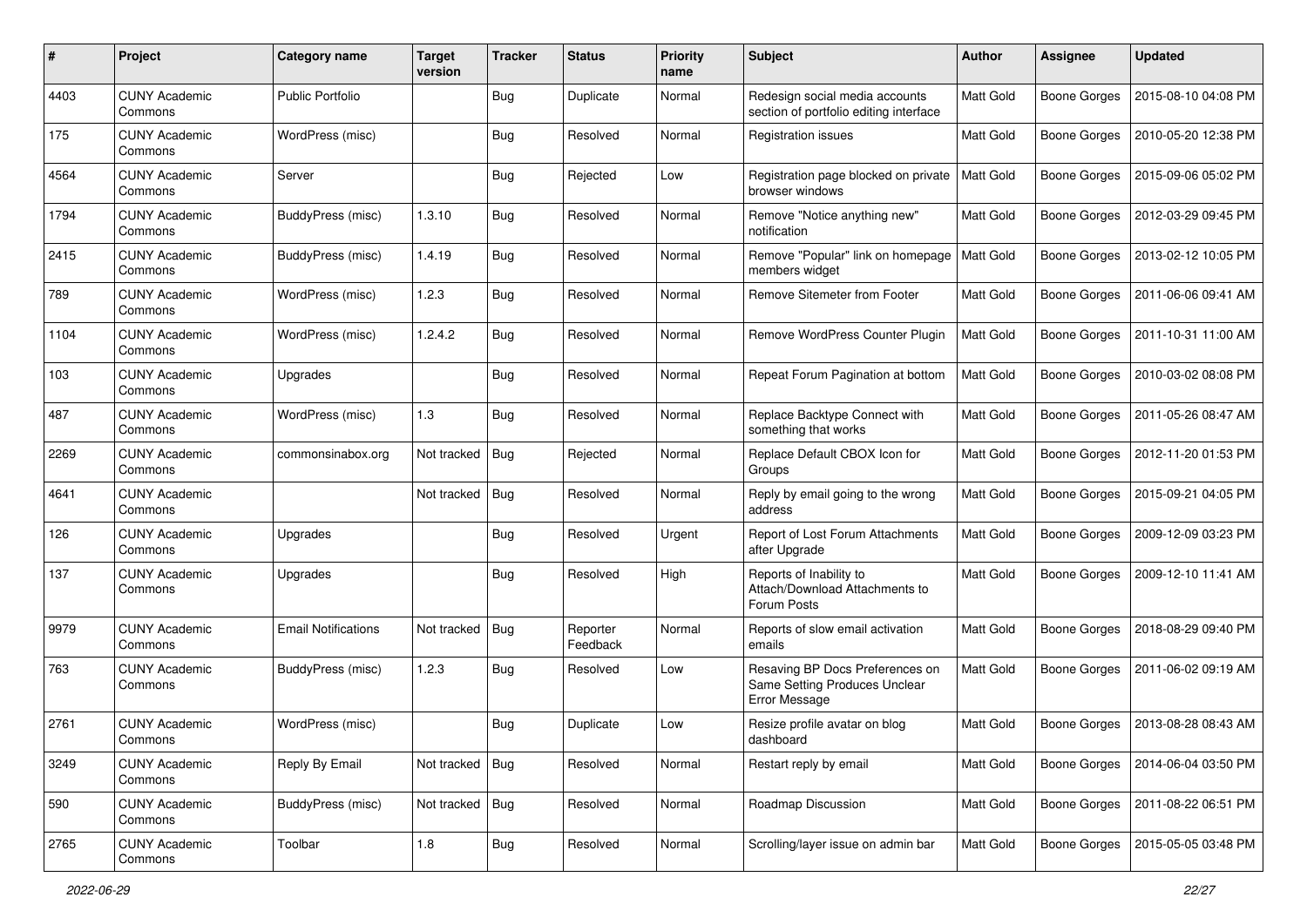| # | Project | Category name | Target version | Tracker | Status | Priority name | Subject | Author | Assignee | Updated |
|---|---|---|---|---|---|---|---|---|---|---|
| 4403 | CUNY Academic Commons | Public Portfolio | | Bug | Duplicate | Normal | Redesign social media accounts section of portfolio editing interface | Matt Gold | Boone Gorges | 2015-08-10 04:08 PM |
| 175 | CUNY Academic Commons | WordPress (misc) | | Bug | Resolved | Normal | Registration issues | Matt Gold | Boone Gorges | 2010-05-20 12:38 PM |
| 4564 | CUNY Academic Commons | Server | | Bug | Rejected | Low | Registration page blocked on private browser windows | Matt Gold | Boone Gorges | 2015-09-06 05:02 PM |
| 1794 | CUNY Academic Commons | BuddyPress (misc) | 1.3.10 | Bug | Resolved | Normal | Remove "Notice anything new" notification | Matt Gold | Boone Gorges | 2012-03-29 09:45 PM |
| 2415 | CUNY Academic Commons | BuddyPress (misc) | 1.4.19 | Bug | Resolved | Normal | Remove "Popular" link on homepage members widget | Matt Gold | Boone Gorges | 2013-02-12 10:05 PM |
| 789 | CUNY Academic Commons | WordPress (misc) | 1.2.3 | Bug | Resolved | Normal | Remove Sitemeter from Footer | Matt Gold | Boone Gorges | 2011-06-06 09:41 AM |
| 1104 | CUNY Academic Commons | WordPress (misc) | 1.2.4.2 | Bug | Resolved | Normal | Remove WordPress Counter Plugin | Matt Gold | Boone Gorges | 2011-10-31 11:00 AM |
| 103 | CUNY Academic Commons | Upgrades | | Bug | Resolved | Normal | Repeat Forum Pagination at bottom | Matt Gold | Boone Gorges | 2010-03-02 08:08 PM |
| 487 | CUNY Academic Commons | WordPress (misc) | 1.3 | Bug | Resolved | Normal | Replace Backtype Connect with something that works | Matt Gold | Boone Gorges | 2011-05-26 08:47 AM |
| 2269 | CUNY Academic Commons | commonsinabox.org | Not tracked | Bug | Rejected | Normal | Replace Default CBOX Icon for Groups | Matt Gold | Boone Gorges | 2012-11-20 01:53 PM |
| 4641 | CUNY Academic Commons | | Not tracked | Bug | Resolved | Normal | Reply by email going to the wrong address | Matt Gold | Boone Gorges | 2015-09-21 04:05 PM |
| 126 | CUNY Academic Commons | Upgrades | | Bug | Resolved | Urgent | Report of Lost Forum Attachments after Upgrade | Matt Gold | Boone Gorges | 2009-12-09 03:23 PM |
| 137 | CUNY Academic Commons | Upgrades | | Bug | Resolved | High | Reports of Inability to Attach/Download Attachments to Forum Posts | Matt Gold | Boone Gorges | 2009-12-10 11:41 AM |
| 9979 | CUNY Academic Commons | Email Notifications | Not tracked | Bug | Reporter Feedback | Normal | Reports of slow email activation emails | Matt Gold | Boone Gorges | 2018-08-29 09:40 PM |
| 763 | CUNY Academic Commons | BuddyPress (misc) | 1.2.3 | Bug | Resolved | Low | Resaving BP Docs Preferences on Same Setting Produces Unclear Error Message | Matt Gold | Boone Gorges | 2011-06-02 09:19 AM |
| 2761 | CUNY Academic Commons | WordPress (misc) | | Bug | Duplicate | Low | Resize profile avatar on blog dashboard | Matt Gold | Boone Gorges | 2013-08-28 08:43 AM |
| 3249 | CUNY Academic Commons | Reply By Email | Not tracked | Bug | Resolved | Normal | Restart reply by email | Matt Gold | Boone Gorges | 2014-06-04 03:50 PM |
| 590 | CUNY Academic Commons | BuddyPress (misc) | Not tracked | Bug | Resolved | Normal | Roadmap Discussion | Matt Gold | Boone Gorges | 2011-08-22 06:51 PM |
| 2765 | CUNY Academic Commons | Toolbar | 1.8 | Bug | Resolved | Normal | Scrolling/layer issue on admin bar | Matt Gold | Boone Gorges | 2015-05-05 03:48 PM |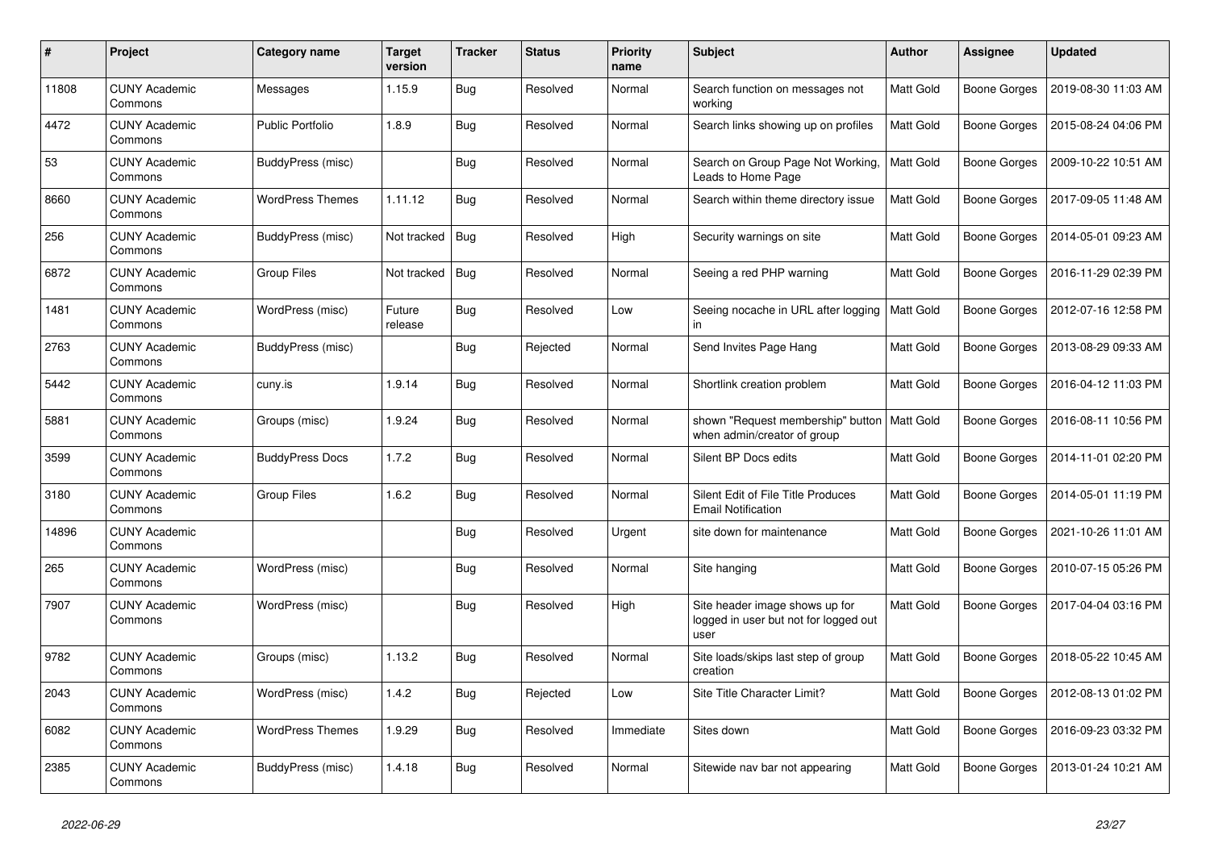| # | Project | Category name | Target version | Tracker | Status | Priority name | Subject | Author | Assignee | Updated |
|---|---|---|---|---|---|---|---|---|---|---|
| 11808 | CUNY Academic Commons | Messages | 1.15.9 | Bug | Resolved | Normal | Search function on messages not working | Matt Gold | Boone Gorges | 2019-08-30 11:03 AM |
| 4472 | CUNY Academic Commons | Public Portfolio | 1.8.9 | Bug | Resolved | Normal | Search links showing up on profiles | Matt Gold | Boone Gorges | 2015-08-24 04:06 PM |
| 53 | CUNY Academic Commons | BuddyPress (misc) | | Bug | Resolved | Normal | Search on Group Page Not Working, Leads to Home Page | Matt Gold | Boone Gorges | 2009-10-22 10:51 AM |
| 8660 | CUNY Academic Commons | WordPress Themes | 1.11.12 | Bug | Resolved | Normal | Search within theme directory issue | Matt Gold | Boone Gorges | 2017-09-05 11:48 AM |
| 256 | CUNY Academic Commons | BuddyPress (misc) | Not tracked | Bug | Resolved | High | Security warnings on site | Matt Gold | Boone Gorges | 2014-05-01 09:23 AM |
| 6872 | CUNY Academic Commons | Group Files | Not tracked | Bug | Resolved | Normal | Seeing a red PHP warning | Matt Gold | Boone Gorges | 2016-11-29 02:39 PM |
| 1481 | CUNY Academic Commons | WordPress (misc) | Future release | Bug | Resolved | Low | Seeing nocache in URL after logging in | Matt Gold | Boone Gorges | 2012-07-16 12:58 PM |
| 2763 | CUNY Academic Commons | BuddyPress (misc) | | Bug | Rejected | Normal | Send Invites Page Hang | Matt Gold | Boone Gorges | 2013-08-29 09:33 AM |
| 5442 | CUNY Academic Commons | cuny.is | 1.9.14 | Bug | Resolved | Normal | Shortlink creation problem | Matt Gold | Boone Gorges | 2016-04-12 11:03 PM |
| 5881 | CUNY Academic Commons | Groups (misc) | 1.9.24 | Bug | Resolved | Normal | shown "Request membership" button when admin/creator of group | Matt Gold | Boone Gorges | 2016-08-11 10:56 PM |
| 3599 | CUNY Academic Commons | BuddyPress Docs | 1.7.2 | Bug | Resolved | Normal | Silent BP Docs edits | Matt Gold | Boone Gorges | 2014-11-01 02:20 PM |
| 3180 | CUNY Academic Commons | Group Files | 1.6.2 | Bug | Resolved | Normal | Silent Edit of File Title Produces Email Notification | Matt Gold | Boone Gorges | 2014-05-01 11:19 PM |
| 14896 | CUNY Academic Commons | | | Bug | Resolved | Urgent | site down for maintenance | Matt Gold | Boone Gorges | 2021-10-26 11:01 AM |
| 265 | CUNY Academic Commons | WordPress (misc) | | Bug | Resolved | Normal | Site hanging | Matt Gold | Boone Gorges | 2010-07-15 05:26 PM |
| 7907 | CUNY Academic Commons | WordPress (misc) | | Bug | Resolved | High | Site header image shows up for logged in user but not for logged out user | Matt Gold | Boone Gorges | 2017-04-04 03:16 PM |
| 9782 | CUNY Academic Commons | Groups (misc) | 1.13.2 | Bug | Resolved | Normal | Site loads/skips last step of group creation | Matt Gold | Boone Gorges | 2018-05-22 10:45 AM |
| 2043 | CUNY Academic Commons | WordPress (misc) | 1.4.2 | Bug | Rejected | Low | Site Title Character Limit? | Matt Gold | Boone Gorges | 2012-08-13 01:02 PM |
| 6082 | CUNY Academic Commons | WordPress Themes | 1.9.29 | Bug | Resolved | Immediate | Sites down | Matt Gold | Boone Gorges | 2016-09-23 03:32 PM |
| 2385 | CUNY Academic Commons | BuddyPress (misc) | 1.4.18 | Bug | Resolved | Normal | Sitewide nav bar not appearing | Matt Gold | Boone Gorges | 2013-01-24 10:21 AM |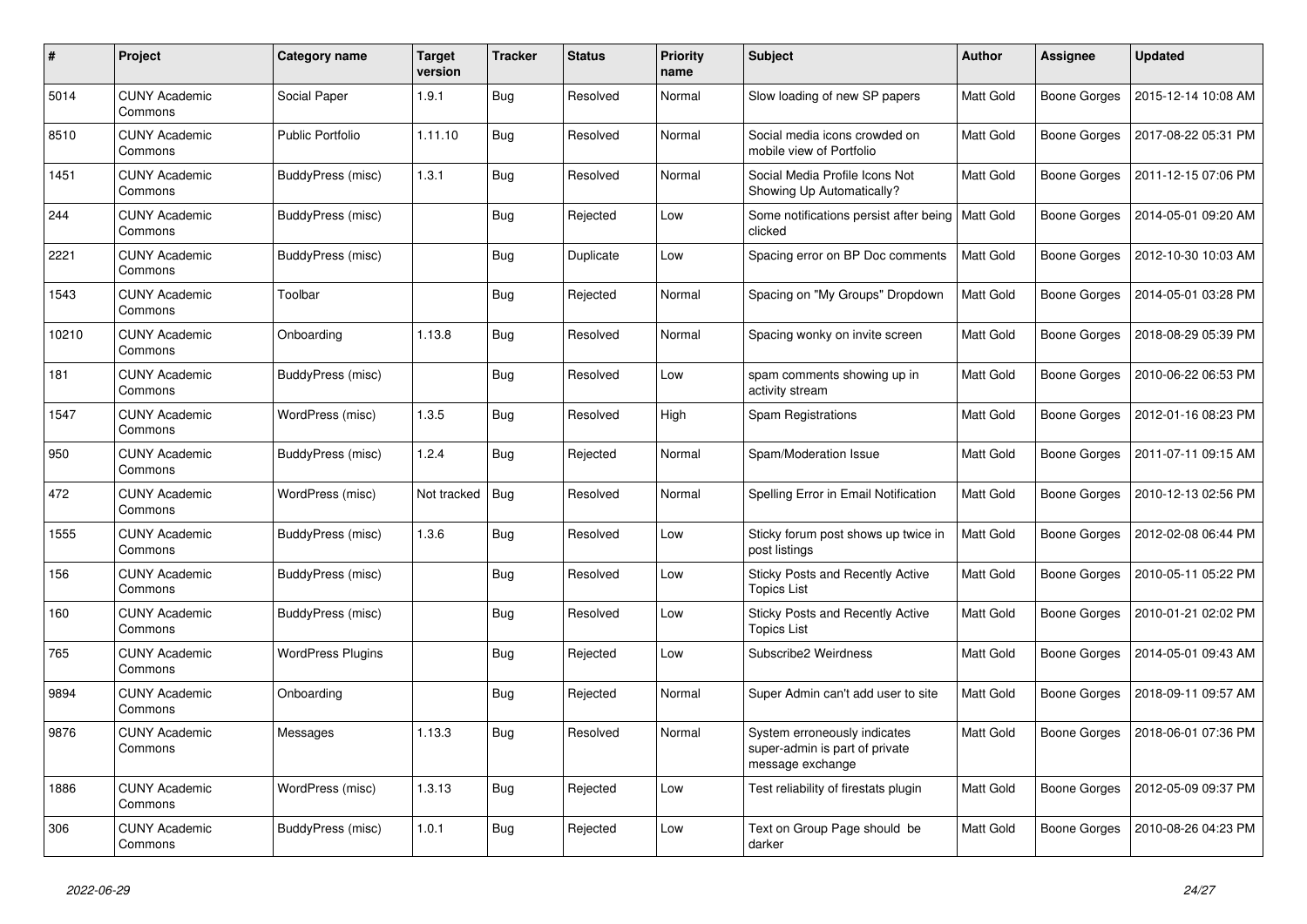| # | Project | Category name | Target version | Tracker | Status | Priority name | Subject | Author | Assignee | Updated |
|---|---|---|---|---|---|---|---|---|---|---|
| 5014 | CUNY Academic Commons | Social Paper | 1.9.1 | Bug | Resolved | Normal | Slow loading of new SP papers | Matt Gold | Boone Gorges | 2015-12-14 10:08 AM |
| 8510 | CUNY Academic Commons | Public Portfolio | 1.11.10 | Bug | Resolved | Normal | Social media icons crowded on mobile view of Portfolio | Matt Gold | Boone Gorges | 2017-08-22 05:31 PM |
| 1451 | CUNY Academic Commons | BuddyPress (misc) | 1.3.1 | Bug | Resolved | Normal | Social Media Profile Icons Not Showing Up Automatically? | Matt Gold | Boone Gorges | 2011-12-15 07:06 PM |
| 244 | CUNY Academic Commons | BuddyPress (misc) | | Bug | Rejected | Low | Some notifications persist after being clicked | Matt Gold | Boone Gorges | 2014-05-01 09:20 AM |
| 2221 | CUNY Academic Commons | BuddyPress (misc) | | Bug | Duplicate | Low | Spacing error on BP Doc comments | Matt Gold | Boone Gorges | 2012-10-30 10:03 AM |
| 1543 | CUNY Academic Commons | Toolbar | | Bug | Rejected | Normal | Spacing on "My Groups" Dropdown | Matt Gold | Boone Gorges | 2014-05-01 03:28 PM |
| 10210 | CUNY Academic Commons | Onboarding | 1.13.8 | Bug | Resolved | Normal | Spacing wonky on invite screen | Matt Gold | Boone Gorges | 2018-08-29 05:39 PM |
| 181 | CUNY Academic Commons | BuddyPress (misc) | | Bug | Resolved | Low | spam comments showing up in activity stream | Matt Gold | Boone Gorges | 2010-06-22 06:53 PM |
| 1547 | CUNY Academic Commons | WordPress (misc) | 1.3.5 | Bug | Resolved | High | Spam Registrations | Matt Gold | Boone Gorges | 2012-01-16 08:23 PM |
| 950 | CUNY Academic Commons | BuddyPress (misc) | 1.2.4 | Bug | Rejected | Normal | Spam/Moderation Issue | Matt Gold | Boone Gorges | 2011-07-11 09:15 AM |
| 472 | CUNY Academic Commons | WordPress (misc) | Not tracked | Bug | Resolved | Normal | Spelling Error in Email Notification | Matt Gold | Boone Gorges | 2010-12-13 02:56 PM |
| 1555 | CUNY Academic Commons | BuddyPress (misc) | 1.3.6 | Bug | Resolved | Low | Sticky forum post shows up twice in post listings | Matt Gold | Boone Gorges | 2012-02-08 06:44 PM |
| 156 | CUNY Academic Commons | BuddyPress (misc) | | Bug | Resolved | Low | Sticky Posts and Recently Active Topics List | Matt Gold | Boone Gorges | 2010-05-11 05:22 PM |
| 160 | CUNY Academic Commons | BuddyPress (misc) | | Bug | Resolved | Low | Sticky Posts and Recently Active Topics List | Matt Gold | Boone Gorges | 2010-01-21 02:02 PM |
| 765 | CUNY Academic Commons | WordPress Plugins | | Bug | Rejected | Low | Subscribe2 Weirdness | Matt Gold | Boone Gorges | 2014-05-01 09:43 AM |
| 9894 | CUNY Academic Commons | Onboarding | | Bug | Rejected | Normal | Super Admin can't add user to site | Matt Gold | Boone Gorges | 2018-09-11 09:57 AM |
| 9876 | CUNY Academic Commons | Messages | 1.13.3 | Bug | Resolved | Normal | System erroneously indicates super-admin is part of private message exchange | Matt Gold | Boone Gorges | 2018-06-01 07:36 PM |
| 1886 | CUNY Academic Commons | WordPress (misc) | 1.3.13 | Bug | Rejected | Low | Test reliability of firestats plugin | Matt Gold | Boone Gorges | 2012-05-09 09:37 PM |
| 306 | CUNY Academic Commons | BuddyPress (misc) | 1.0.1 | Bug | Rejected | Low | Text on Group Page should be darker | Matt Gold | Boone Gorges | 2010-08-26 04:23 PM |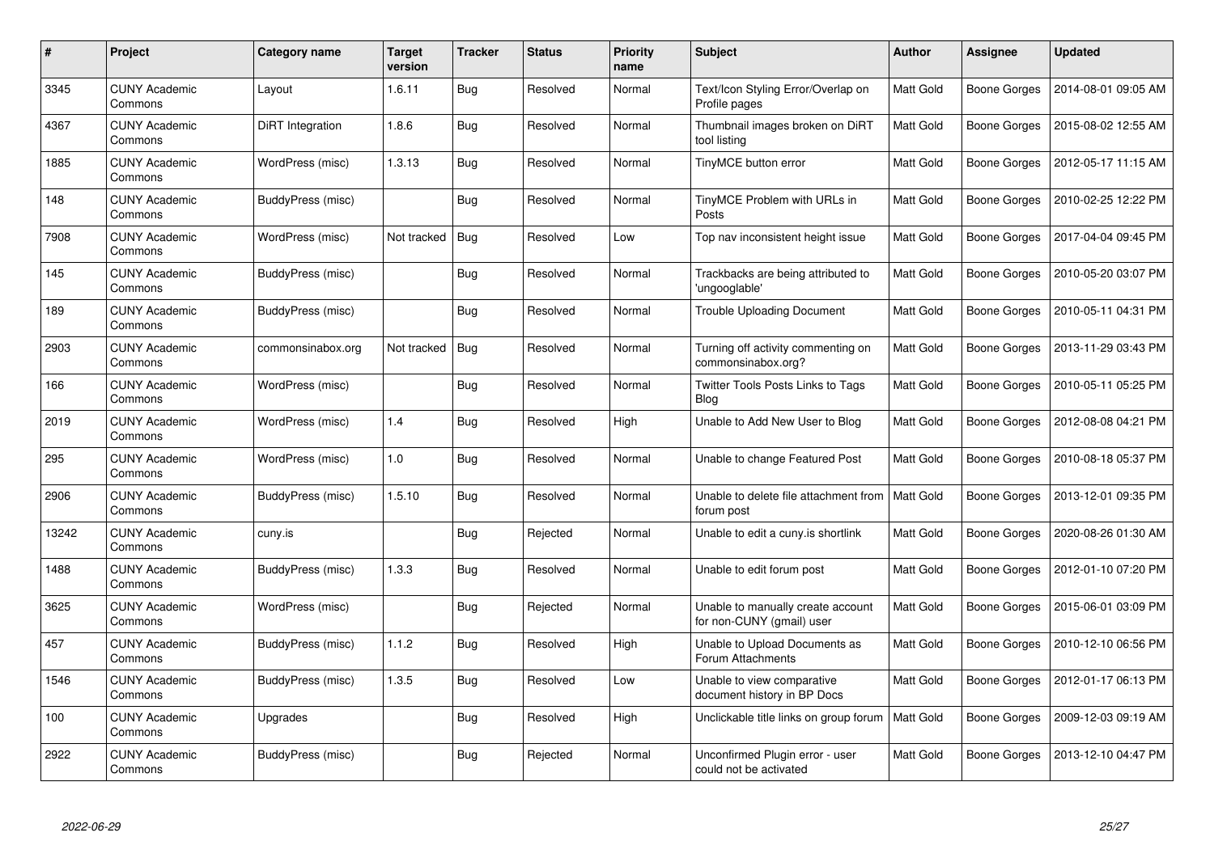| # | Project | Category name | Target version | Tracker | Status | Priority name | Subject | Author | Assignee | Updated |
|---|---|---|---|---|---|---|---|---|---|---|
| 3345 | CUNY Academic Commons | Layout | 1.6.11 | Bug | Resolved | Normal | Text/Icon Styling Error/Overlap on Profile pages | Matt Gold | Boone Gorges | 2014-08-01 09:05 AM |
| 4367 | CUNY Academic Commons | DiRT Integration | 1.8.6 | Bug | Resolved | Normal | Thumbnail images broken on DiRT tool listing | Matt Gold | Boone Gorges | 2015-08-02 12:55 AM |
| 1885 | CUNY Academic Commons | WordPress (misc) | 1.3.13 | Bug | Resolved | Normal | TinyMCE button error | Matt Gold | Boone Gorges | 2012-05-17 11:15 AM |
| 148 | CUNY Academic Commons | BuddyPress (misc) | | Bug | Resolved | Normal | TinyMCE Problem with URLs in Posts | Matt Gold | Boone Gorges | 2010-02-25 12:22 PM |
| 7908 | CUNY Academic Commons | WordPress (misc) | Not tracked | Bug | Resolved | Low | Top nav inconsistent height issue | Matt Gold | Boone Gorges | 2017-04-04 09:45 PM |
| 145 | CUNY Academic Commons | BuddyPress (misc) | | Bug | Resolved | Normal | Trackbacks are being attributed to 'ungooglable' | Matt Gold | Boone Gorges | 2010-05-20 03:07 PM |
| 189 | CUNY Academic Commons | BuddyPress (misc) | | Bug | Resolved | Normal | Trouble Uploading Document | Matt Gold | Boone Gorges | 2010-05-11 04:31 PM |
| 2903 | CUNY Academic Commons | commonsinabox.org | Not tracked | Bug | Resolved | Normal | Turning off activity commenting on commonsinabox.org? | Matt Gold | Boone Gorges | 2013-11-29 03:43 PM |
| 166 | CUNY Academic Commons | WordPress (misc) | | Bug | Resolved | Normal | Twitter Tools Posts Links to Tags Blog | Matt Gold | Boone Gorges | 2010-05-11 05:25 PM |
| 2019 | CUNY Academic Commons | WordPress (misc) | 1.4 | Bug | Resolved | High | Unable to Add New User to Blog | Matt Gold | Boone Gorges | 2012-08-08 04:21 PM |
| 295 | CUNY Academic Commons | WordPress (misc) | 1.0 | Bug | Resolved | Normal | Unable to change Featured Post | Matt Gold | Boone Gorges | 2010-08-18 05:37 PM |
| 2906 | CUNY Academic Commons | BuddyPress (misc) | 1.5.10 | Bug | Resolved | Normal | Unable to delete file attachment from forum post | Matt Gold | Boone Gorges | 2013-12-01 09:35 PM |
| 13242 | CUNY Academic Commons | cuny.is | | Bug | Rejected | Normal | Unable to edit a cuny.is shortlink | Matt Gold | Boone Gorges | 2020-08-26 01:30 AM |
| 1488 | CUNY Academic Commons | BuddyPress (misc) | 1.3.3 | Bug | Resolved | Normal | Unable to edit forum post | Matt Gold | Boone Gorges | 2012-01-10 07:20 PM |
| 3625 | CUNY Academic Commons | WordPress (misc) | | Bug | Rejected | Normal | Unable to manually create account for non-CUNY (gmail) user | Matt Gold | Boone Gorges | 2015-06-01 03:09 PM |
| 457 | CUNY Academic Commons | BuddyPress (misc) | 1.1.2 | Bug | Resolved | High | Unable to Upload Documents as Forum Attachments | Matt Gold | Boone Gorges | 2010-12-10 06:56 PM |
| 1546 | CUNY Academic Commons | BuddyPress (misc) | 1.3.5 | Bug | Resolved | Low | Unable to view comparative document history in BP Docs | Matt Gold | Boone Gorges | 2012-01-17 06:13 PM |
| 100 | CUNY Academic Commons | Upgrades | | Bug | Resolved | High | Unclickable title links on group forum | Matt Gold | Boone Gorges | 2009-12-03 09:19 AM |
| 2922 | CUNY Academic Commons | BuddyPress (misc) | | Bug | Rejected | Normal | Unconfirmed Plugin error - user could not be activated | Matt Gold | Boone Gorges | 2013-12-10 04:47 PM |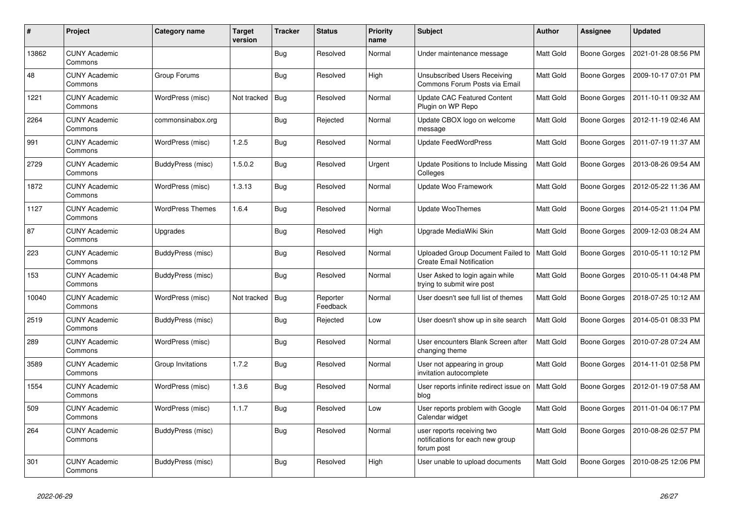| # | Project | Category name | Target version | Tracker | Status | Priority name | Subject | Author | Assignee | Updated |
|---|---|---|---|---|---|---|---|---|---|---|
| 13862 | CUNY Academic Commons | | | Bug | Resolved | Normal | Under maintenance message | Matt Gold | Boone Gorges | 2021-01-28 08:56 PM |
| 48 | CUNY Academic Commons | Group Forums | | Bug | Resolved | High | Unsubscribed Users Receiving Commons Forum Posts via Email | Matt Gold | Boone Gorges | 2009-10-17 07:01 PM |
| 1221 | CUNY Academic Commons | WordPress (misc) | Not tracked | Bug | Resolved | Normal | Update CAC Featured Content Plugin on WP Repo | Matt Gold | Boone Gorges | 2011-10-11 09:32 AM |
| 2264 | CUNY Academic Commons | commonsinabox.org | | Bug | Rejected | Normal | Update CBOX logo on welcome message | Matt Gold | Boone Gorges | 2012-11-19 02:46 AM |
| 991 | CUNY Academic Commons | WordPress (misc) | 1.2.5 | Bug | Resolved | Normal | Update FeedWordPress | Matt Gold | Boone Gorges | 2011-07-19 11:37 AM |
| 2729 | CUNY Academic Commons | BuddyPress (misc) | 1.5.0.2 | Bug | Resolved | Urgent | Update Positions to Include Missing Colleges | Matt Gold | Boone Gorges | 2013-08-26 09:54 AM |
| 1872 | CUNY Academic Commons | WordPress (misc) | 1.3.13 | Bug | Resolved | Normal | Update Woo Framework | Matt Gold | Boone Gorges | 2012-05-22 11:36 AM |
| 1127 | CUNY Academic Commons | WordPress Themes | 1.6.4 | Bug | Resolved | Normal | Update WooThemes | Matt Gold | Boone Gorges | 2014-05-21 11:04 PM |
| 87 | CUNY Academic Commons | Upgrades | | Bug | Resolved | High | Upgrade MediaWiki Skin | Matt Gold | Boone Gorges | 2009-12-03 08:24 AM |
| 223 | CUNY Academic Commons | BuddyPress (misc) | | Bug | Resolved | Normal | Uploaded Group Document Failed to Create Email Notification | Matt Gold | Boone Gorges | 2010-05-11 10:12 PM |
| 153 | CUNY Academic Commons | BuddyPress (misc) | | Bug | Resolved | Normal | User Asked to login again while trying to submit wire post | Matt Gold | Boone Gorges | 2010-05-11 04:48 PM |
| 10040 | CUNY Academic Commons | WordPress (misc) | Not tracked | Bug | Reporter Feedback | Normal | User doesn't see full list of themes | Matt Gold | Boone Gorges | 2018-07-25 10:12 AM |
| 2519 | CUNY Academic Commons | BuddyPress (misc) | | Bug | Rejected | Low | User doesn't show up in site search | Matt Gold | Boone Gorges | 2014-05-01 08:33 PM |
| 289 | CUNY Academic Commons | WordPress (misc) | | Bug | Resolved | Normal | User encounters Blank Screen after changing theme | Matt Gold | Boone Gorges | 2010-07-28 07:24 AM |
| 3589 | CUNY Academic Commons | Group Invitations | 1.7.2 | Bug | Resolved | Normal | User not appearing in group invitation autocomplete | Matt Gold | Boone Gorges | 2014-11-01 02:58 PM |
| 1554 | CUNY Academic Commons | WordPress (misc) | 1.3.6 | Bug | Resolved | Normal | User reports infinite redirect issue on blog | Matt Gold | Boone Gorges | 2012-01-19 07:58 AM |
| 509 | CUNY Academic Commons | WordPress (misc) | 1.1.7 | Bug | Resolved | Low | User reports problem with Google Calendar widget | Matt Gold | Boone Gorges | 2011-01-04 06:17 PM |
| 264 | CUNY Academic Commons | BuddyPress (misc) | | Bug | Resolved | Normal | user reports receiving two notifications for each new group forum post | Matt Gold | Boone Gorges | 2010-08-26 02:57 PM |
| 301 | CUNY Academic Commons | BuddyPress (misc) | | Bug | Resolved | High | User unable to upload documents | Matt Gold | Boone Gorges | 2010-08-25 12:06 PM |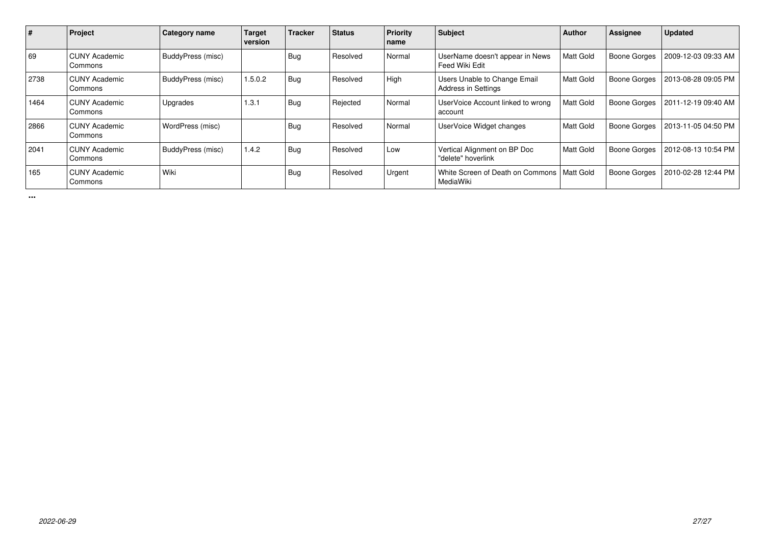| # | Project | Category name | Target version | Tracker | Status | Priority name | Subject | Author | Assignee | Updated |
|---|---|---|---|---|---|---|---|---|---|---|
| 69 | CUNY Academic Commons | BuddyPress (misc) | | Bug | Resolved | Normal | UserName doesn't appear in News Feed Wiki Edit | Matt Gold | Boone Gorges | 2009-12-03 09:33 AM |
| 2738 | CUNY Academic Commons | BuddyPress (misc) | 1.5.0.2 | Bug | Resolved | High | Users Unable to Change Email Address in Settings | Matt Gold | Boone Gorges | 2013-08-28 09:05 PM |
| 1464 | CUNY Academic Commons | Upgrades | 1.3.1 | Bug | Rejected | Normal | UserVoice Account linked to wrong account | Matt Gold | Boone Gorges | 2011-12-19 09:40 AM |
| 2866 | CUNY Academic Commons | WordPress (misc) | | Bug | Resolved | Normal | UserVoice Widget changes | Matt Gold | Boone Gorges | 2013-11-05 04:50 PM |
| 2041 | CUNY Academic Commons | BuddyPress (misc) | 1.4.2 | Bug | Resolved | Low | Vertical Alignment on BP Doc "delete" hoverlink | Matt Gold | Boone Gorges | 2012-08-13 10:54 PM |
| 165 | CUNY Academic Commons | Wiki | | Bug | Resolved | Urgent | White Screen of Death on Commons MediaWiki | Matt Gold | Boone Gorges | 2010-02-28 12:44 PM |

...